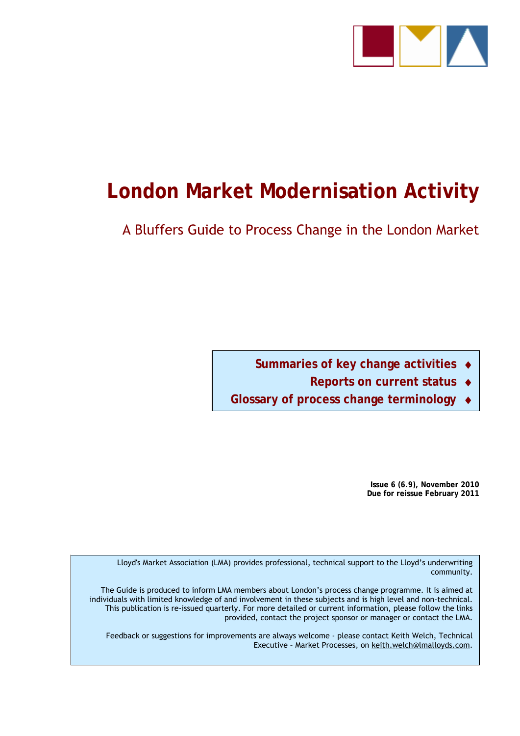# London Market Modernisation Activity

## A Bluffers Guide to Process Change in the London Market

- **Summaries of key change activities**
- **Reports on current status**
- **Glossary of process change terminology**

**Issue 6 (6.9), November 2010**
**Due for reissue February 2011**

Lloyd's Market Association (LMA) provides professional, technical support to the Lloyd's underwriting community.

The Guide is produced to inform LMA members about London's process change programme. It is aimed at individuals with limited knowledge of and involvement in these subjects and is high level and non-technical. This publication is re-issued quarterly. For more detailed or current information, please follow the links provided, contact the project sponsor or manager or contact the LMA.

Feedback or suggestions for improvements are always welcome - please contact Keith Welch, Technical Executive – Market Processes, on keith.welch@lmalloyds.com.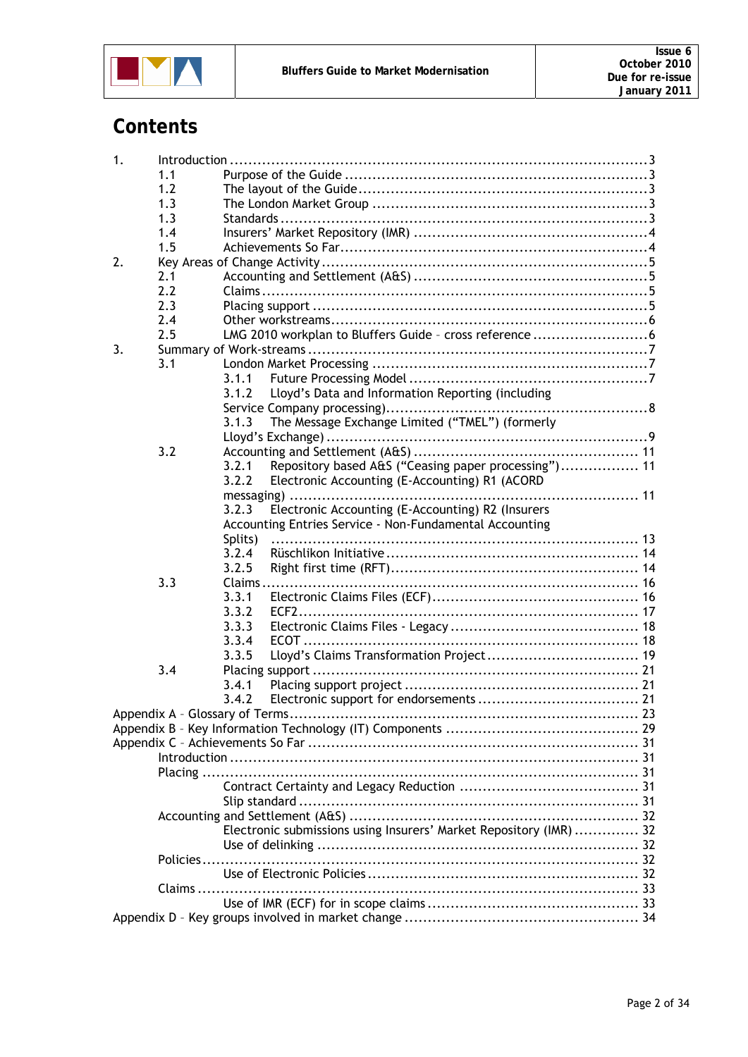# Contents

1. Introduction ....................................................................................... 3
    - 1.1 Purpose of the Guide ................................................................ 3
    - 1.2 The layout of the Guide ............................................................. 3
    - 1.3 The London Market Group .......................................................... 3
    - 1.3 Standards ............................................................................... 3
    - 1.4 Insurers' Market Repository (IMR) ............................................... 4
    - 1.5 Achievements So Far ................................................................. 4
2. Key Areas of Change Activity ................................................................ 5
    - 2.1 Accounting and Settlement (A&S) ................................................ 5
    - 2.2 Claims ................................................................................... 5
    - 2.3 Placing support ........................................................................ 5
    - 2.4 Other workstreams .................................................................... 6
    - 2.5 LMG 2010 workplan to Bluffers Guide - cross reference ........................ 6
3. Summary of Work-streams ..................................................................... 7
    - 3.1 London Market Processing .......................................................... 7
        - 3.1.1 Future Processing Model ..................................................... 7
        - 3.1.2 Lloyd's Data and Information Reporting (including Service Company processing) ........................................................ 8
        - 3.1.3 The Message Exchange Limited ("TMEL") (formerly Lloyd's Exchange) ..................................................................... 9
    - 3.2 Accounting and Settlement (A&S) ................................................ 11
        - 3.2.1 Repository based A&S ("Ceasing paper processing") ................. 11
        - 3.2.2 Electronic Accounting (E-Accounting) R1 (ACORD messaging) ........................................................................ 11
        - 3.2.3 Electronic Accounting (E-Accounting) R2 (Insurers Accounting Entries Service - Non-Fundamental Accounting Splits) ......................................................................... 13
        - 3.2.4 Rüschlikon Initiative .......................................................... 14
        - 3.2.5 Right first time (RFT) ......................................................... 14
    - 3.3 Claims .................................................................................... 16
        - 3.3.1 Electronic Claims Files (ECF) ................................................ 16
        - 3.3.2 ECF2 ................................................................................ 17
        - 3.3.3 Electronic Claims Files - Legacy ........................................... 18
        - 3.3.4 ECOT ............................................................................... 18
        - 3.3.5 Lloyd's Claims Transformation Project .................................. 19
    - 3.4 Placing support ......................................................................... 21
        - 3.4.1 Placing support project ...................................................... 21
        - 3.4.2 Electronic support for endorsements ..................................... 21

Appendix A - Glossary of Terms ................................................................. 23

Appendix B - Key Information Technology (IT) Components .............................. 29

Appendix C - Achievements So Far .............................................................. 31

- Introduction ........................................................................................ 31
- Placing ............................................................................................... 31
    - Contract Certainty and Legacy Reduction .......................................... 31
    - Slip standard ................................................................................ 31
- Accounting and Settlement (A&S) ............................................................ 32
    - Electronic submissions using Insurers' Market Repository (IMR) .............. 32
    - Use of delinking ............................................................................ 32
- Policies .............................................................................................. 32
    - Use of Electronic Policies ................................................................ 32
- Claims ............................................................................................... 33
    - Use of IMR (ECF) for in scope claims ................................................. 33

Appendix D - Key groups involved in market change ........................................ 34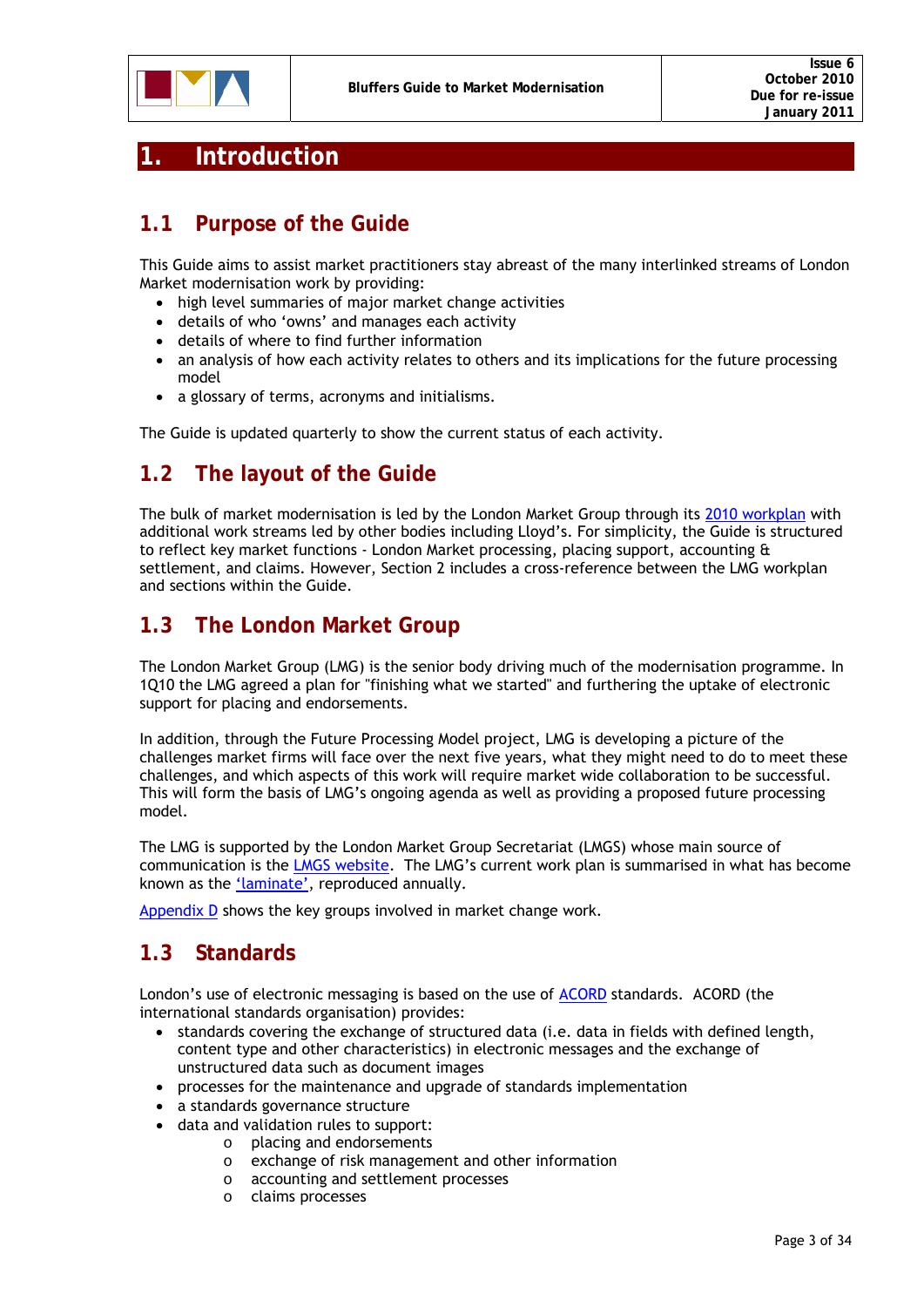# 1. Introduction

## 1.1 Purpose of the Guide

This Guide aims to assist market practitioners stay abreast of the many interlinked streams of London Market modernisation work by providing:

- high level summaries of major market change activities
- details of who 'owns' and manages each activity
- details of where to find further information
- an analysis of how each activity relates to others and its implications for the future processing model
- a glossary of terms, acronyms and initialisms.

The Guide is updated quarterly to show the current status of each activity.

## 1.2 The layout of the Guide

The bulk of market modernisation is led by the London Market Group through its 2010 workplan with additional work streams led by other bodies including Lloyd's. For simplicity, the Guide is structured to reflect key market functions - London Market processing, placing support, accounting & settlement, and claims. However, Section 2 includes a cross-reference between the LMG workplan and sections within the Guide.

## 1.3 The London Market Group

The London Market Group (LMG) is the senior body driving much of the modernisation programme. In 1Q10 the LMG agreed a plan for "finishing what we started" and furthering the uptake of electronic support for placing and endorsements.

In addition, through the Future Processing Model project, LMG is developing a picture of the challenges market firms will face over the next five years, what they might need to do to meet these challenges, and which aspects of this work will require market wide collaboration to be successful. This will form the basis of LMG's ongoing agenda as well as providing a proposed future processing model.

The LMG is supported by the London Market Group Secretariat (LMGS) whose main source of communication is the LMGS website. The LMG's current work plan is summarised in what has become known as the 'laminate', reproduced annually.

Appendix D shows the key groups involved in market change work.

## 1.3 Standards

London's use of electronic messaging is based on the use of ACORD standards. ACORD (the international standards organisation) provides:

- standards covering the exchange of structured data (i.e. data in fields with defined length, content type and other characteristics) in electronic messages and the exchange of unstructured data such as document images
- processes for the maintenance and upgrade of standards implementation
- a standards governance structure
- data and validation rules to support:
  - placing and endorsements
  - exchange of risk management and other information
  - accounting and settlement processes
  - claims processes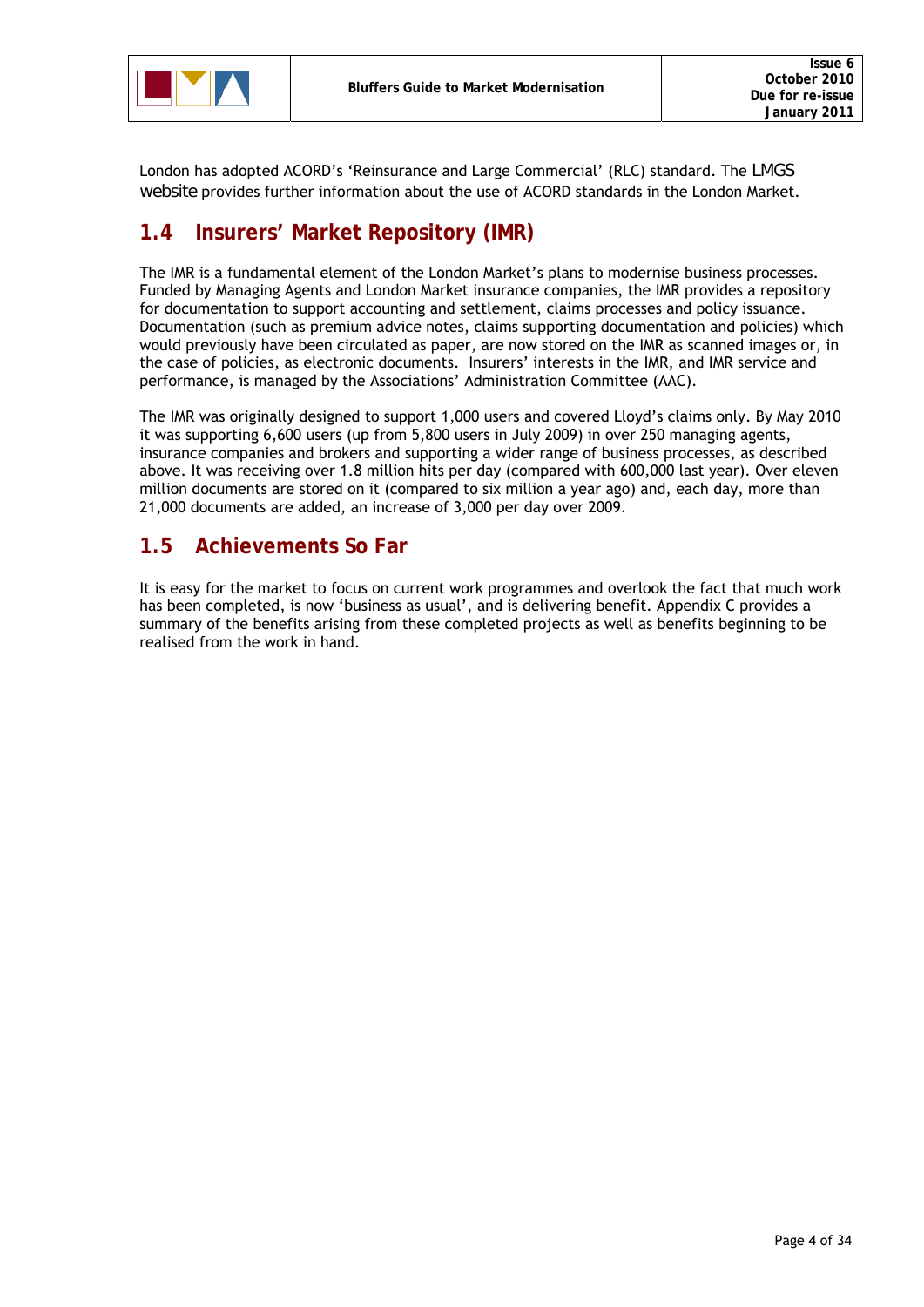London has adopted ACORD's 'Reinsurance and Large Commercial' (RLC) standard. The LMGS website provides further information about the use of ACORD standards in the London Market.

## 1.4 Insurers' Market Repository (IMR)

The IMR is a fundamental element of the London Market's plans to modernise business processes. Funded by Managing Agents and London Market insurance companies, the IMR provides a repository for documentation to support accounting and settlement, claims processes and policy issuance. Documentation (such as premium advice notes, claims supporting documentation and policies) which would previously have been circulated as paper, are now stored on the IMR as scanned images or, in the case of policies, as electronic documents. Insurers' interests in the IMR, and IMR service and performance, is managed by the Associations' Administration Committee (AAC).

The IMR was originally designed to support 1,000 users and covered Lloyd's claims only. By May 2010 it was supporting 6,600 users (up from 5,800 users in July 2009) in over 250 managing agents, insurance companies and brokers and supporting a wider range of business processes, as described above. It was receiving over 1.8 million hits per day (compared with 600,000 last year). Over eleven million documents are stored on it (compared to six million a year ago) and, each day, more than 21,000 documents are added, an increase of 3,000 per day over 2009.

## 1.5 Achievements So Far

It is easy for the market to focus on current work programmes and overlook the fact that much work has been completed, is now 'business as usual', and is delivering benefit. Appendix C provides a summary of the benefits arising from these completed projects as well as benefits beginning to be realised from the work in hand.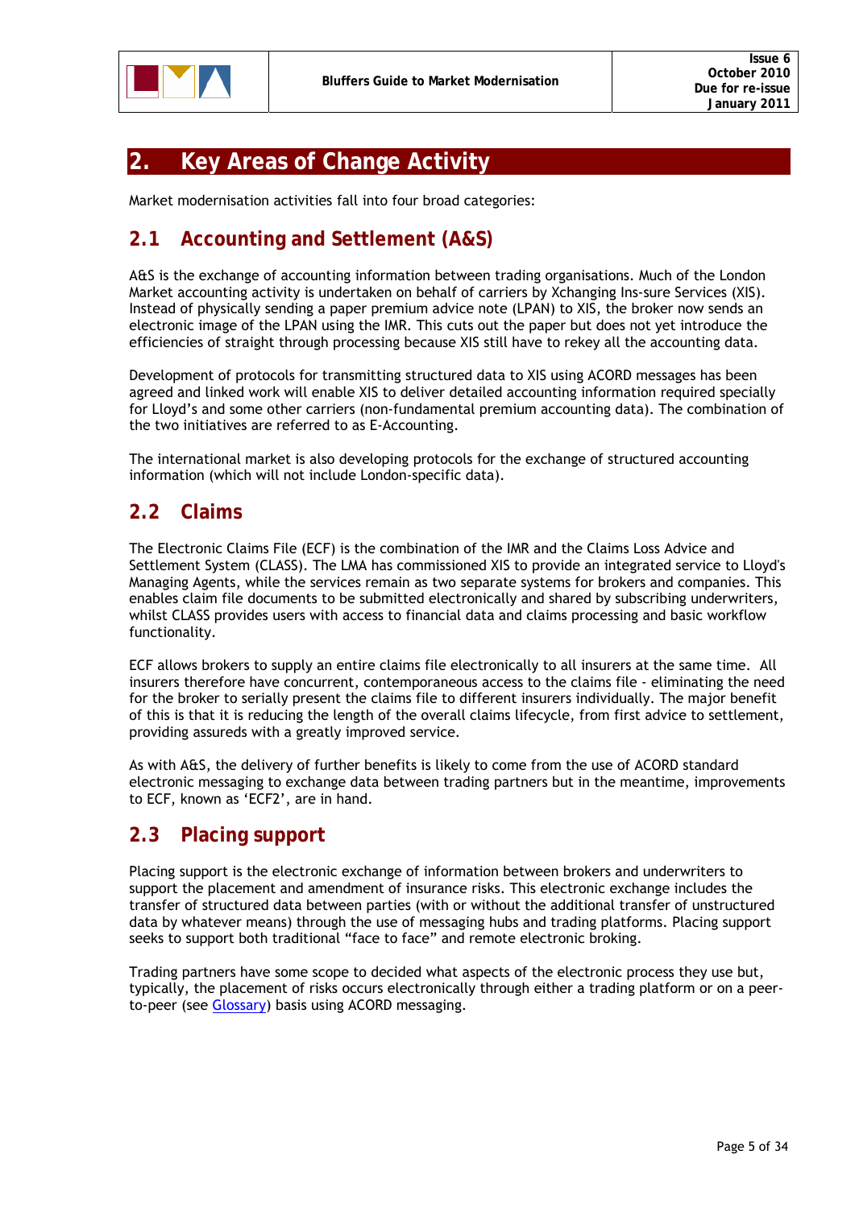# 2. Key Areas of Change Activity

Market modernisation activities fall into four broad categories:

## 2.1 Accounting and Settlement (A&S)

A&S is the exchange of accounting information between trading organisations. Much of the London Market accounting activity is undertaken on behalf of carriers by Xchanging Ins-sure Services (XIS). Instead of physically sending a paper premium advice note (LPAN) to XIS, the broker now sends an electronic image of the LPAN using the IMR. This cuts out the paper but does not yet introduce the efficiencies of straight through processing because XIS still have to rekey all the accounting data.

Development of protocols for transmitting structured data to XIS using ACORD messages has been agreed and linked work will enable XIS to deliver detailed accounting information required specially for Lloyd's and some other carriers (non-fundamental premium accounting data). The combination of the two initiatives are referred to as E-Accounting.

The international market is also developing protocols for the exchange of structured accounting information (which will not include London-specific data).

## 2.2 Claims

The Electronic Claims File (ECF) is the combination of the IMR and the Claims Loss Advice and Settlement System (CLASS). The LMA has commissioned XIS to provide an integrated service to Lloyd's Managing Agents, while the services remain as two separate systems for brokers and companies. This enables claim file documents to be submitted electronically and shared by subscribing underwriters, whilst CLASS provides users with access to financial data and claims processing and basic workflow functionality.

ECF allows brokers to supply an entire claims file electronically to all insurers at the same time. All insurers therefore have concurrent, contemporaneous access to the claims file - eliminating the need for the broker to serially present the claims file to different insurers individually. The major benefit of this is that it is reducing the length of the overall claims lifecycle, from first advice to settlement, providing assureds with a greatly improved service.

As with A&S, the delivery of further benefits is likely to come from the use of ACORD standard electronic messaging to exchange data between trading partners but in the meantime, improvements to ECF, known as 'ECF2', are in hand.

## 2.3 Placing support

Placing support is the electronic exchange of information between brokers and underwriters to support the placement and amendment of insurance risks. This electronic exchange includes the transfer of structured data between parties (with or without the additional transfer of unstructured data by whatever means) through the use of messaging hubs and trading platforms. Placing support seeks to support both traditional "face to face" and remote electronic broking.

Trading partners have some scope to decided what aspects of the electronic process they use but, typically, the placement of risks occurs electronically through either a trading platform or on a peer-to-peer (see Glossary) basis using ACORD messaging.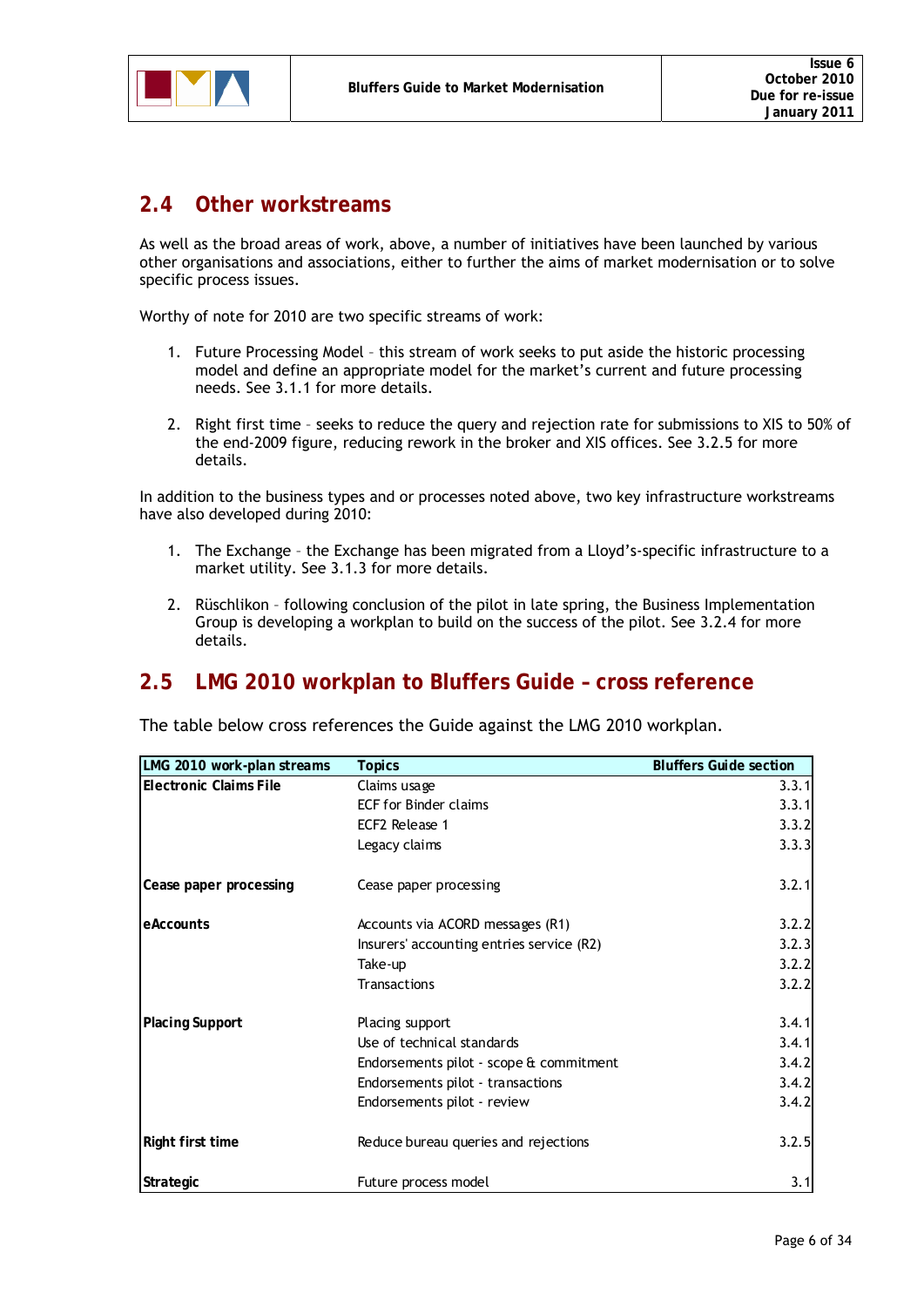## 2.4 Other workstreams

As well as the broad areas of work, above, a number of initiatives have been launched by various other organisations and associations, either to further the aims of market modernisation or to solve specific process issues.

Worthy of note for 2010 are two specific streams of work:

1. Future Processing Model – this stream of work seeks to put aside the historic processing model and define an appropriate model for the market's current and future processing needs. See 3.1.1 for more details.

2. Right first time – seeks to reduce the query and rejection rate for submissions to XIS to 50% of the end-2009 figure, reducing rework in the broker and XIS offices. See 3.2.5 for more details.

In addition to the business types and or processes noted above, two key infrastructure workstreams have also developed during 2010:

1. The Exchange – the Exchange has been migrated from a Lloyd's-specific infrastructure to a market utility. See 3.1.3 for more details.

2. Rüschlikon – following conclusion of the pilot in late spring, the Business Implementation Group is developing a workplan to build on the success of the pilot. See 3.2.4 for more details.

## 2.5 LMG 2010 workplan to Bluffers Guide – cross reference

The table below cross references the Guide against the LMG 2010 workplan.

| LMG 2010 work-plan streams | Topics | Bluffers Guide section |
|---|---|---|
| **Electronic Claims File** | Claims usage | 3.3.1 |
| | ECF for Binder claims | 3.3.1 |
| | ECF2 Release 1 | 3.3.2 |
| | Legacy claims | 3.3.3 |
| **Cease paper processing** | Cease paper processing | 3.2.1 |
| **eAccounts** | Accounts via ACORD messages (R1) | 3.2.2 |
| | Insurers' accounting entries service (R2) | 3.2.3 |
| | Take-up | 3.2.2 |
| | Transactions | 3.2.2 |
| **Placing Support** | Placing support | 3.4.1 |
| | Use of technical standards | 3.4.1 |
| | Endorsements pilot - scope & commitment | 3.4.2 |
| | Endorsements pilot - transactions | 3.4.2 |
| | Endorsements pilot - review | 3.4.2 |
| **Right first time** | Reduce bureau queries and rejections | 3.2.5 |
| **Strategic** | Future process model | 3.1 |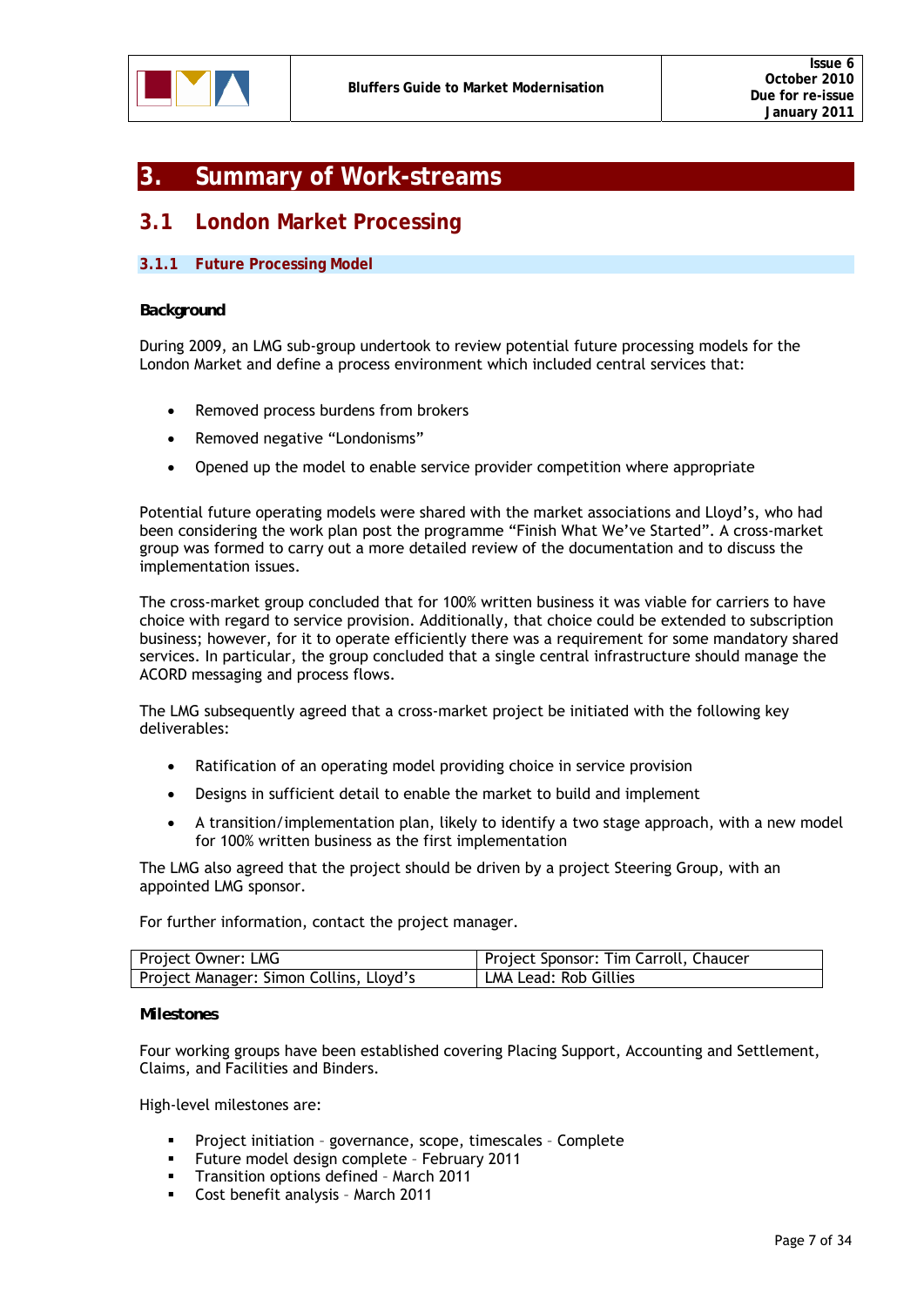# 3. Summary of Work-streams

## 3.1 London Market Processing

### 3.1.1 Future Processing Model

**Background**

During 2009, an LMG sub-group undertook to review potential future processing models for the London Market and define a process environment which included central services that:

- Removed process burdens from brokers
- Removed negative "Londonisms"
- Opened up the model to enable service provider competition where appropriate

Potential future operating models were shared with the market associations and Lloyd's, who had been considering the work plan post the programme "Finish What We've Started". A cross-market group was formed to carry out a more detailed review of the documentation and to discuss the implementation issues.

The cross-market group concluded that for 100% written business it was viable for carriers to have choice with regard to service provision. Additionally, that choice could be extended to subscription business; however, for it to operate efficiently there was a requirement for some mandatory shared services. In particular, the group concluded that a single central infrastructure should manage the ACORD messaging and process flows.

The LMG subsequently agreed that a cross-market project be initiated with the following key deliverables:

- Ratification of an operating model providing choice in service provision
- Designs in sufficient detail to enable the market to build and implement
- A transition/implementation plan, likely to identify a two stage approach, with a new model for 100% written business as the first implementation

The LMG also agreed that the project should be driven by a project Steering Group, with an appointed LMG sponsor.

For further information, contact the project manager.

| | |
|---|---|
| Project Owner: LMG | Project Sponsor: Tim Carroll, Chaucer |
| Project Manager: Simon Collins, Lloyd's | LMA Lead: Rob Gillies |

**Milestones**

Four working groups have been established covering Placing Support, Accounting and Settlement, Claims, and Facilities and Binders.

High-level milestones are:

- Project initiation – governance, scope, timescales – Complete
- Future model design complete – February 2011
- Transition options defined – March 2011
- Cost benefit analysis – March 2011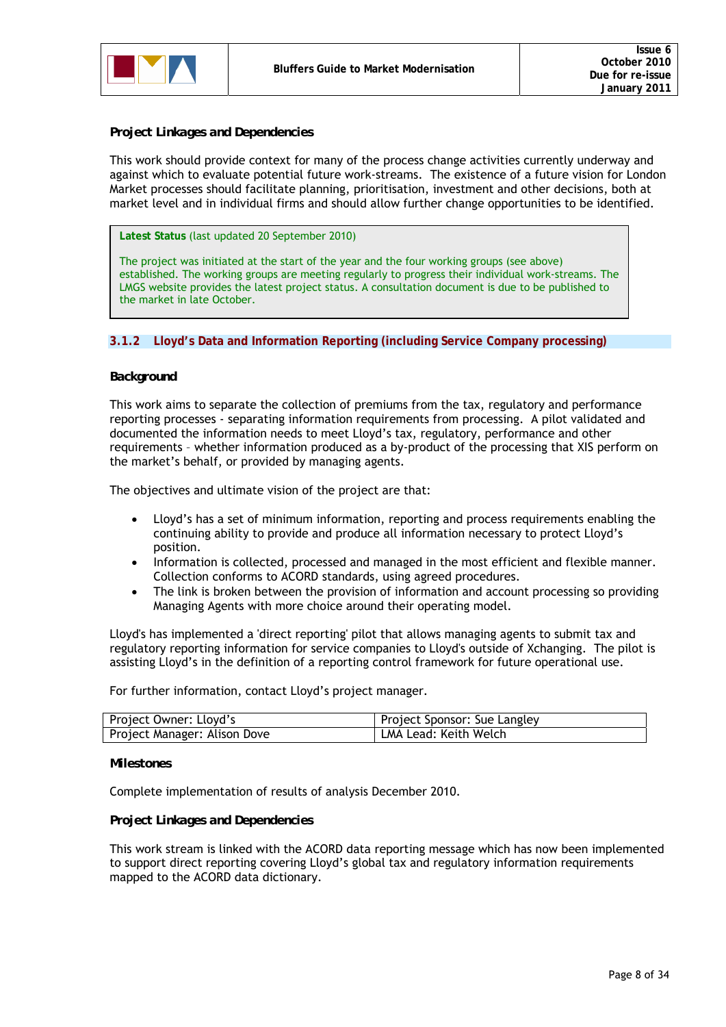**Project Linkages and Dependencies**

This work should provide context for many of the process change activities currently underway and against which to evaluate potential future work-streams. The existence of a future vision for London Market processes should facilitate planning, prioritisation, investment and other decisions, both at market level and in individual firms and should allow further change opportunities to be identified.

> **Latest Status** (last updated 20 September 2010)
>
> The project was initiated at the start of the year and the four working groups (see above) established. The working groups are meeting regularly to progress their individual work-streams. The LMGS website provides the latest project status. A consultation document is due to be published to the market in late October.

### 3.1.2 Lloyd's Data and Information Reporting (including Service Company processing)

**Background**

This work aims to separate the collection of premiums from the tax, regulatory and performance reporting processes - separating information requirements from processing. A pilot validated and documented the information needs to meet Lloyd's tax, regulatory, performance and other requirements – whether information produced as a by-product of the processing that XIS perform on the market's behalf, or provided by managing agents.

The objectives and ultimate vision of the project are that:

- Lloyd's has a set of minimum information, reporting and process requirements enabling the continuing ability to provide and produce all information necessary to protect Lloyd's position.
- Information is collected, processed and managed in the most efficient and flexible manner. Collection conforms to ACORD standards, using agreed procedures.
- The link is broken between the provision of information and account processing so providing Managing Agents with more choice around their operating model.

Lloyd's has implemented a 'direct reporting' pilot that allows managing agents to submit tax and regulatory reporting information for service companies to Lloyd's outside of Xchanging. The pilot is assisting Lloyd's in the definition of a reporting control framework for future operational use.

For further information, contact Lloyd's project manager.

| | |
|---|---|
| Project Owner: Lloyd's | Project Sponsor: Sue Langley |
| Project Manager: Alison Dove | LMA Lead: Keith Welch |

**Milestones**

Complete implementation of results of analysis December 2010.

**Project Linkages and Dependencies**

This work stream is linked with the ACORD data reporting message which has now been implemented to support direct reporting covering Lloyd's global tax and regulatory information requirements mapped to the ACORD data dictionary.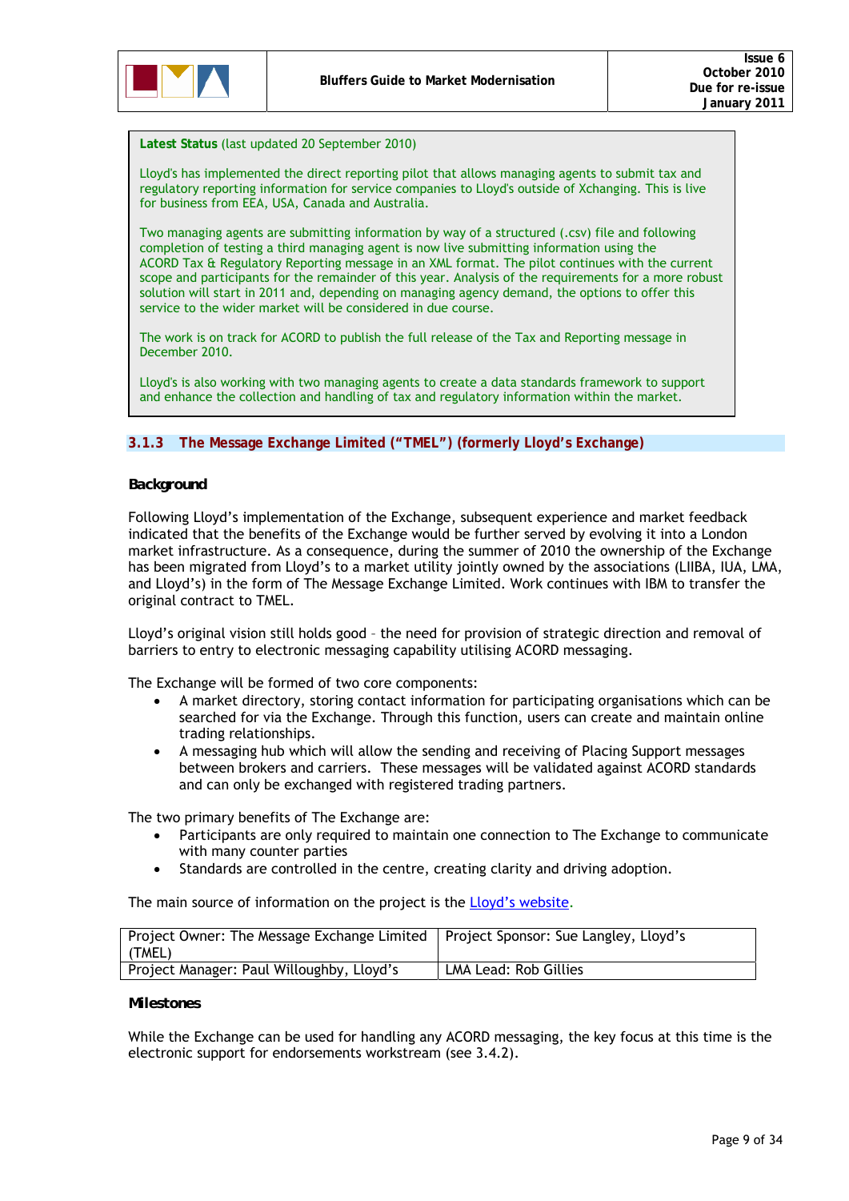**Latest Status** (last updated 20 September 2010)

Lloyd's has implemented the direct reporting pilot that allows managing agents to submit tax and regulatory reporting information for service companies to Lloyd's outside of Xchanging. This is live for business from EEA, USA, Canada and Australia.

Two managing agents are submitting information by way of a structured (.csv) file and following completion of testing a third managing agent is now live submitting information using the ACORD Tax & Regulatory Reporting message in an XML format. The pilot continues with the current scope and participants for the remainder of this year. Analysis of the requirements for a more robust solution will start in 2011 and, depending on managing agency demand, the options to offer this service to the wider market will be considered in due course.

The work is on track for ACORD to publish the full release of the Tax and Reporting message in December 2010.

Lloyd's is also working with two managing agents to create a data standards framework to support and enhance the collection and handling of tax and regulatory information within the market.

### 3.1.3 The Message Exchange Limited ("TMEL") (formerly Lloyd's Exchange)

**Background**

Following Lloyd's implementation of the Exchange, subsequent experience and market feedback indicated that the benefits of the Exchange would be further served by evolving it into a London market infrastructure. As a consequence, during the summer of 2010 the ownership of the Exchange has been migrated from Lloyd's to a market utility jointly owned by the associations (LIIBA, IUA, LMA, and Lloyd's) in the form of The Message Exchange Limited. Work continues with IBM to transfer the original contract to TMEL.

Lloyd's original vision still holds good – the need for provision of strategic direction and removal of barriers to entry to electronic messaging capability utilising ACORD messaging.

The Exchange will be formed of two core components:

- A market directory, storing contact information for participating organisations which can be searched for via the Exchange. Through this function, users can create and maintain online trading relationships.
- A messaging hub which will allow the sending and receiving of Placing Support messages between brokers and carriers. These messages will be validated against ACORD standards and can only be exchanged with registered trading partners.

The two primary benefits of The Exchange are:

- Participants are only required to maintain one connection to The Exchange to communicate with many counter parties
- Standards are controlled in the centre, creating clarity and driving adoption.

The main source of information on the project is the Lloyd's website.

| Project Owner: The Message Exchange Limited (TMEL) | Project Sponsor: Sue Langley, Lloyd's |
|---|---|
| Project Manager: Paul Willoughby, Lloyd's | LMA Lead: Rob Gillies |

**Milestones**

While the Exchange can be used for handling any ACORD messaging, the key focus at this time is the electronic support for endorsements workstream (see 3.4.2).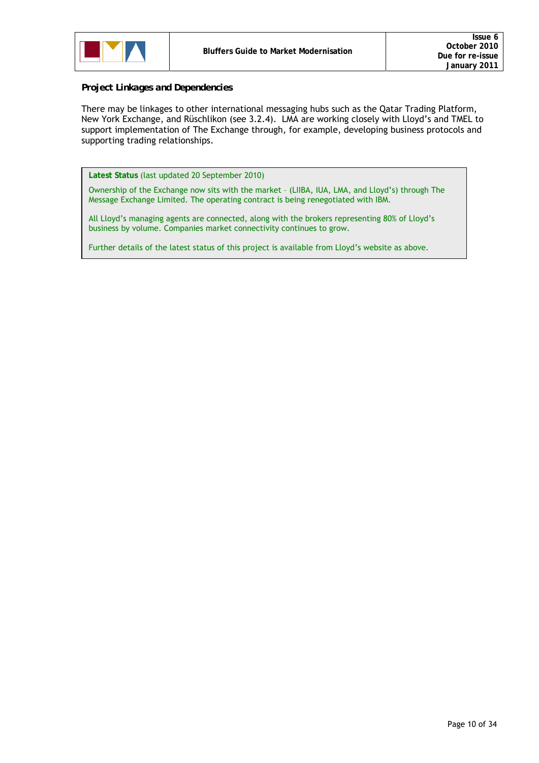**Project Linkages and Dependencies**

There may be linkages to other international messaging hubs such as the Qatar Trading Platform, New York Exchange, and Rüschlikon (see 3.2.4). LMA are working closely with Lloyd's and TMEL to support implementation of The Exchange through, for example, developing business protocols and supporting trading relationships.

**Latest Status** (last updated 20 September 2010)

Ownership of the Exchange now sits with the market – (LIIBA, IUA, LMA, and Lloyd's) through The Message Exchange Limited. The operating contract is being renegotiated with IBM.

All Lloyd's managing agents are connected, along with the brokers representing 80% of Lloyd's business by volume. Companies market connectivity continues to grow.

Further details of the latest status of this project is available from Lloyd's website as above.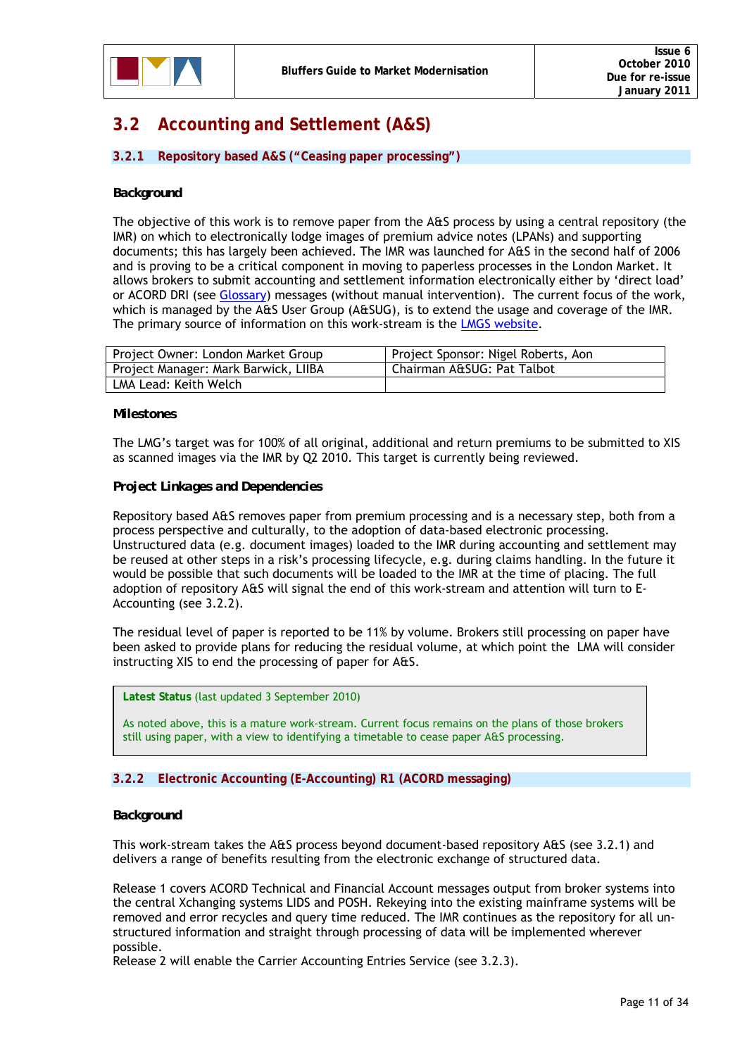## 3.2 Accounting and Settlement (A&S)

### 3.2.1 Repository based A&S ("Ceasing paper processing")

**Background**

The objective of this work is to remove paper from the A&S process by using a central repository (the IMR) on which to electronically lodge images of premium advice notes (LPANs) and supporting documents; this has largely been achieved. The IMR was launched for A&S in the second half of 2006 and is proving to be a critical component in moving to paperless processes in the London Market. It allows brokers to submit accounting and settlement information electronically either by 'direct load' or ACORD DRI (see Glossary) messages (without manual intervention). The current focus of the work, which is managed by the A&S User Group (A&SUG), is to extend the usage and coverage of the IMR. The primary source of information on this work-stream is the LMGS website.

| | |
|---|---|
| Project Owner: London Market Group | Project Sponsor: Nigel Roberts, Aon |
| Project Manager: Mark Barwick, LIIBA | Chairman A&SUG: Pat Talbot |
| LMA Lead: Keith Welch | |

**Milestones**

The LMG's target was for 100% of all original, additional and return premiums to be submitted to XIS as scanned images via the IMR by Q2 2010. This target is currently being reviewed.

**Project Linkages and Dependencies**

Repository based A&S removes paper from premium processing and is a necessary step, both from a process perspective and culturally, to the adoption of data-based electronic processing. Unstructured data (e.g. document images) loaded to the IMR during accounting and settlement may be reused at other steps in a risk's processing lifecycle, e.g. during claims handling. In the future it would be possible that such documents will be loaded to the IMR at the time of placing. The full adoption of repository A&S will signal the end of this work-stream and attention will turn to E-Accounting (see 3.2.2).

The residual level of paper is reported to be 11% by volume. Brokers still processing on paper have been asked to provide plans for reducing the residual volume, at which point the LMA will consider instructing XIS to end the processing of paper for A&S.

**Latest Status** (last updated 3 September 2010)

As noted above, this is a mature work-stream. Current focus remains on the plans of those brokers still using paper, with a view to identifying a timetable to cease paper A&S processing.

### 3.2.2 Electronic Accounting (E-Accounting) R1 (ACORD messaging)

**Background**

This work-stream takes the A&S process beyond document-based repository A&S (see 3.2.1) and delivers a range of benefits resulting from the electronic exchange of structured data.

Release 1 covers ACORD Technical and Financial Account messages output from broker systems into the central Xchanging systems LIDS and POSH. Rekeying into the existing mainframe systems will be removed and error recycles and query time reduced. The IMR continues as the repository for all un-structured information and straight through processing of data will be implemented wherever possible.
Release 2 will enable the Carrier Accounting Entries Service (see 3.2.3).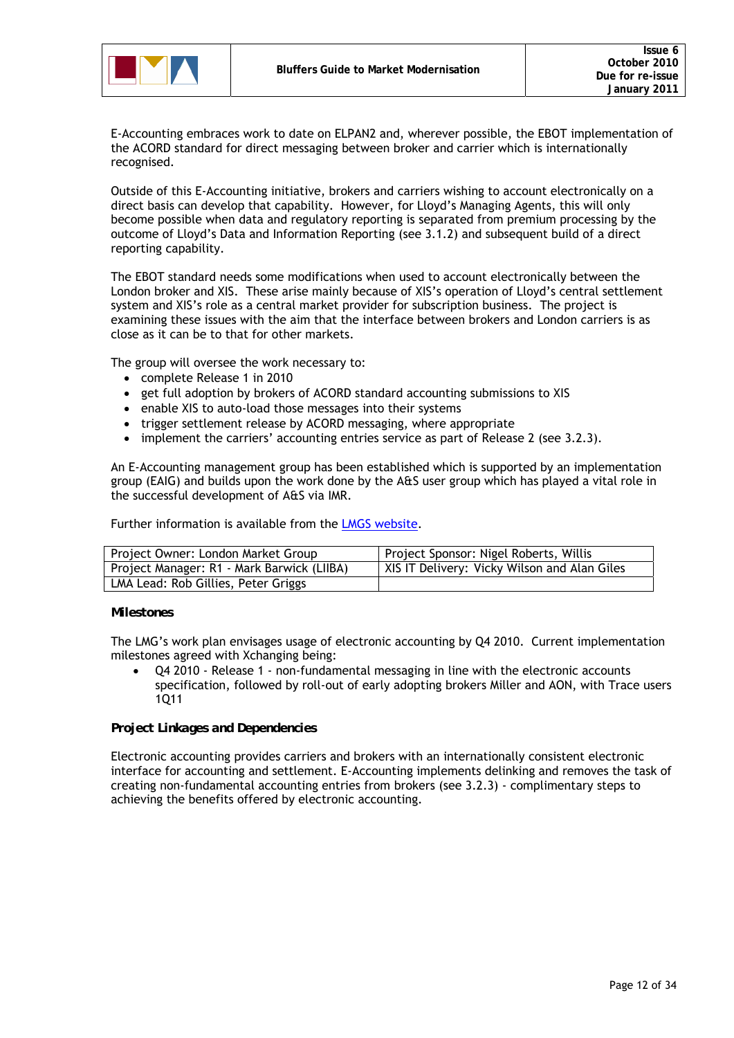E-Accounting embraces work to date on ELPAN2 and, wherever possible, the EBOT implementation of the ACORD standard for direct messaging between broker and carrier which is internationally recognised.

Outside of this E-Accounting initiative, brokers and carriers wishing to account electronically on a direct basis can develop that capability. However, for Lloyd's Managing Agents, this will only become possible when data and regulatory reporting is separated from premium processing by the outcome of Lloyd's Data and Information Reporting (see 3.1.2) and subsequent build of a direct reporting capability.

The EBOT standard needs some modifications when used to account electronically between the London broker and XIS. These arise mainly because of XIS's operation of Lloyd's central settlement system and XIS's role as a central market provider for subscription business. The project is examining these issues with the aim that the interface between brokers and London carriers is as close as it can be to that for other markets.

The group will oversee the work necessary to:

- complete Release 1 in 2010
- get full adoption by brokers of ACORD standard accounting submissions to XIS
- enable XIS to auto-load those messages into their systems
- trigger settlement release by ACORD messaging, where appropriate
- implement the carriers' accounting entries service as part of Release 2 (see 3.2.3).

An E-Accounting management group has been established which is supported by an implementation group (EAIG) and builds upon the work done by the A&S user group which has played a vital role in the successful development of A&S via IMR.

Further information is available from the LMGS website.

| | |
|---|---|
| Project Owner: London Market Group | Project Sponsor: Nigel Roberts, Willis |
| Project Manager: R1 - Mark Barwick (LIIBA) | XIS IT Delivery: Vicky Wilson and Alan Giles |
| LMA Lead: Rob Gillies, Peter Griggs | |

**Milestones**

The LMG's work plan envisages usage of electronic accounting by Q4 2010. Current implementation milestones agreed with Xchanging being:

- Q4 2010 - Release 1 - non-fundamental messaging in line with the electronic accounts specification, followed by roll-out of early adopting brokers Miller and AON, with Trace users 1Q11

**Project Linkages and Dependencies**

Electronic accounting provides carriers and brokers with an internationally consistent electronic interface for accounting and settlement. E-Accounting implements delinking and removes the task of creating non-fundamental accounting entries from brokers (see 3.2.3) - complimentary steps to achieving the benefits offered by electronic accounting.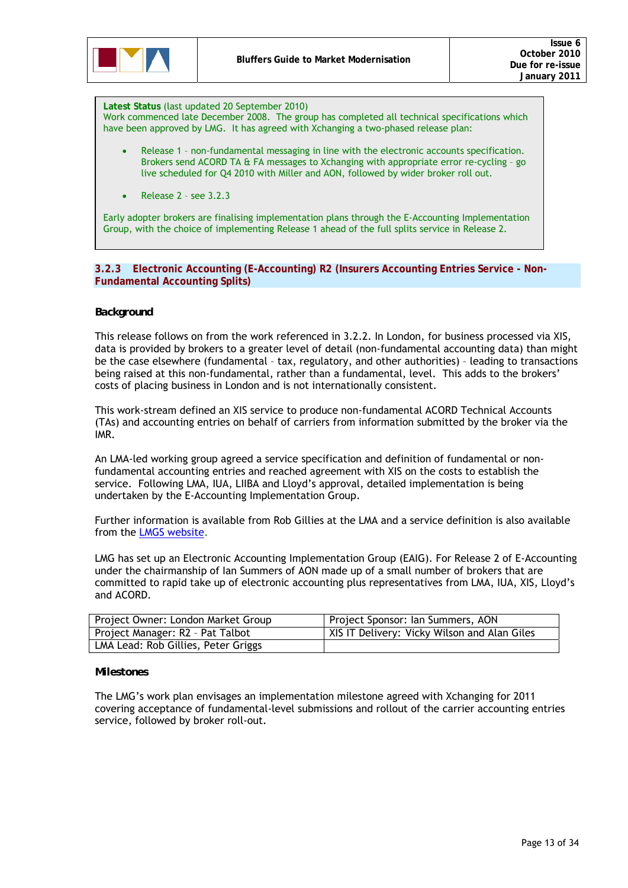**Latest Status** (last updated 20 September 2010)
Work commenced late December 2008. The group has completed all technical specifications which have been approved by LMG. It has agreed with Xchanging a two-phased release plan:

- Release 1 – non-fundamental messaging in line with the electronic accounts specification. Brokers send ACORD TA & FA messages to Xchanging with appropriate error re-cycling - go live scheduled for Q4 2010 with Miller and AON, followed by wider broker roll out.
- Release 2 – see 3.2.3

Early adopter brokers are finalising implementation plans through the E-Accounting Implementation Group, with the choice of implementing Release 1 ahead of the full splits service in Release 2.

### 3.2.3 Electronic Accounting (E-Accounting) R2 (Insurers Accounting Entries Service - Non-Fundamental Accounting Splits)

**Background**

This release follows on from the work referenced in 3.2.2. In London, for business processed via XIS, data is provided by brokers to a greater level of detail (non-fundamental accounting data) than might be the case elsewhere (fundamental – tax, regulatory, and other authorities) – leading to transactions being raised at this non-fundamental, rather than a fundamental, level. This adds to the brokers' costs of placing business in London and is not internationally consistent.

This work-stream defined an XIS service to produce non-fundamental ACORD Technical Accounts (TAs) and accounting entries on behalf of carriers from information submitted by the broker via the IMR.

An LMA-led working group agreed a service specification and definition of fundamental or non-fundamental accounting entries and reached agreement with XIS on the costs to establish the service. Following LMA, IUA, LIIBA and Lloyd's approval, detailed implementation is being undertaken by the E-Accounting Implementation Group.

Further information is available from Rob Gillies at the LMA and a service definition is also available from the LMGS website.

LMG has set up an Electronic Accounting Implementation Group (EAIG). For Release 2 of E-Accounting under the chairmanship of Ian Summers of AON made up of a small number of brokers that are committed to rapid take up of electronic accounting plus representatives from LMA, IUA, XIS, Lloyd's and ACORD.

| | |
|---|---|
| Project Owner: London Market Group | Project Sponsor: Ian Summers, AON |
| Project Manager: R2 – Pat Talbot | XIS IT Delivery: Vicky Wilson and Alan Giles |
| LMA Lead: Rob Gillies, Peter Griggs | |

**Milestones**

The LMG's work plan envisages an implementation milestone agreed with Xchanging for 2011 covering acceptance of fundamental-level submissions and rollout of the carrier accounting entries service, followed by broker roll-out.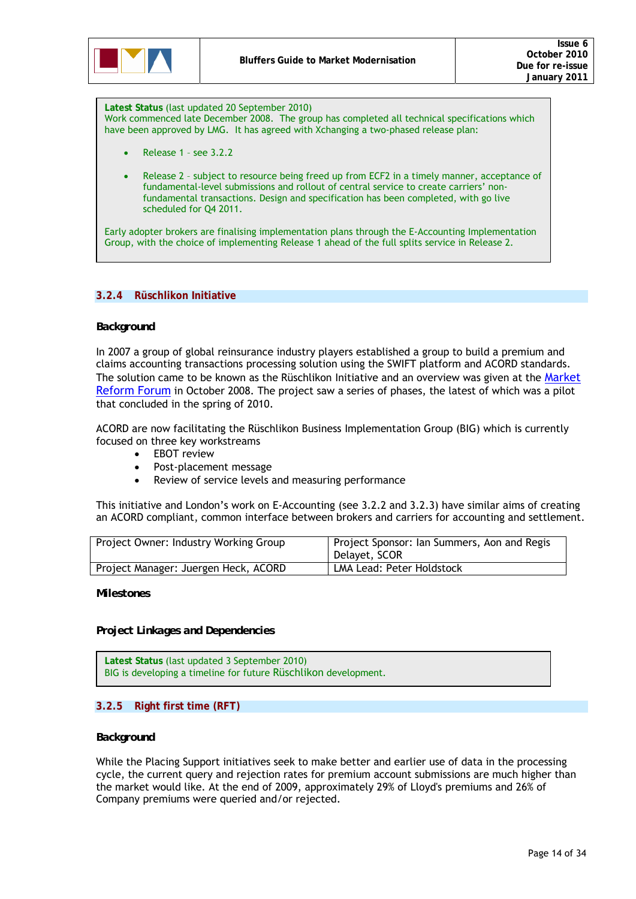**Latest Status** (last updated 20 September 2010)
Work commenced late December 2008. The group has completed all technical specifications which have been approved by LMG. It has agreed with Xchanging a two-phased release plan:

- Release 1 – see 3.2.2
- Release 2 – subject to resource being freed up from ECF2 in a timely manner, acceptance of fundamental-level submissions and rollout of central service to create carriers' non-fundamental transactions. Design and specification has been completed, with go live scheduled for Q4 2011.

Early adopter brokers are finalising implementation plans through the E-Accounting Implementation Group, with the choice of implementing Release 1 ahead of the full splits service in Release 2.

### 3.2.4 Rüschlikon Initiative

**Background**

In 2007 a group of global reinsurance industry players established a group to build a premium and claims accounting transactions processing solution using the SWIFT platform and ACORD standards. The solution came to be known as the Rüschlikon Initiative and an overview was given at the Market Reform Forum in October 2008. The project saw a series of phases, the latest of which was a pilot that concluded in the spring of 2010.

ACORD are now facilitating the Rüschlikon Business Implementation Group (BIG) which is currently focused on three key workstreams

- EBOT review
- Post-placement message
- Review of service levels and measuring performance

This initiative and London's work on E-Accounting (see 3.2.2 and 3.2.3) have similar aims of creating an ACORD compliant, common interface between brokers and carriers for accounting and settlement.

| | |
|---|---|
| Project Owner: Industry Working Group | Project Sponsor: Ian Summers, Aon and Regis Delayet, SCOR |
| Project Manager: Juergen Heck, ACORD | LMA Lead: Peter Holdstock |

**Milestones**

**Project Linkages and Dependencies**

**Latest Status** (last updated 3 September 2010)
BIG is developing a timeline for future Rüschlikon development.

### 3.2.5 Right first time (RFT)

**Background**

While the Placing Support initiatives seek to make better and earlier use of data in the processing cycle, the current query and rejection rates for premium account submissions are much higher than the market would like. At the end of 2009, approximately 29% of Lloyd's premiums and 26% of Company premiums were queried and/or rejected.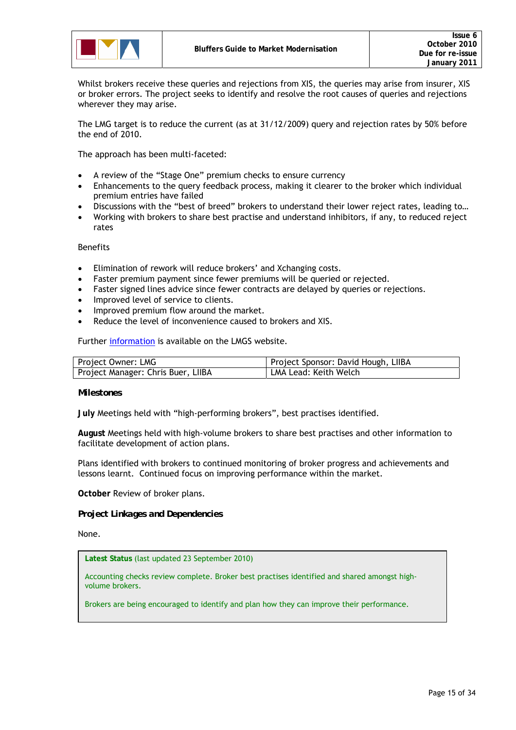Whilst brokers receive these queries and rejections from XIS, the queries may arise from insurer, XIS or broker errors. The project seeks to identify and resolve the root causes of queries and rejections wherever they may arise.

The LMG target is to reduce the current (as at 31/12/2009) query and rejection rates by 50% before the end of 2010.

The approach has been multi-faceted:

- A review of the "Stage One" premium checks to ensure currency
- Enhancements to the query feedback process, making it clearer to the broker which individual premium entries have failed
- Discussions with the "best of breed" brokers to understand their lower reject rates, leading to…
- Working with brokers to share best practise and understand inhibitors, if any, to reduced reject rates

Benefits

- Elimination of rework will reduce brokers' and Xchanging costs.
- Faster premium payment since fewer premiums will be queried or rejected.
- Faster signed lines advice since fewer contracts are delayed by queries or rejections.
- Improved level of service to clients.
- Improved premium flow around the market.
- Reduce the level of inconvenience caused to brokers and XIS.

Further information is available on the LMGS website.

| | |
|---|---|
| Project Owner: LMG | Project Sponsor: David Hough, LIIBA |
| Project Manager: Chris Buer, LIIBA | LMA Lead: Keith Welch |

### Milestones

**July** Meetings held with "high-performing brokers", best practises identified.

**August** Meetings held with high-volume brokers to share best practises and other information to facilitate development of action plans.

Plans identified with brokers to continued monitoring of broker progress and achievements and lessons learnt. Continued focus on improving performance within the market.

**October** Review of broker plans.

### Project Linkages and Dependencies

None.

**Latest Status** (last updated 23 September 2010)

Accounting checks review complete. Broker best practises identified and shared amongst high-volume brokers.

Brokers are being encouraged to identify and plan how they can improve their performance.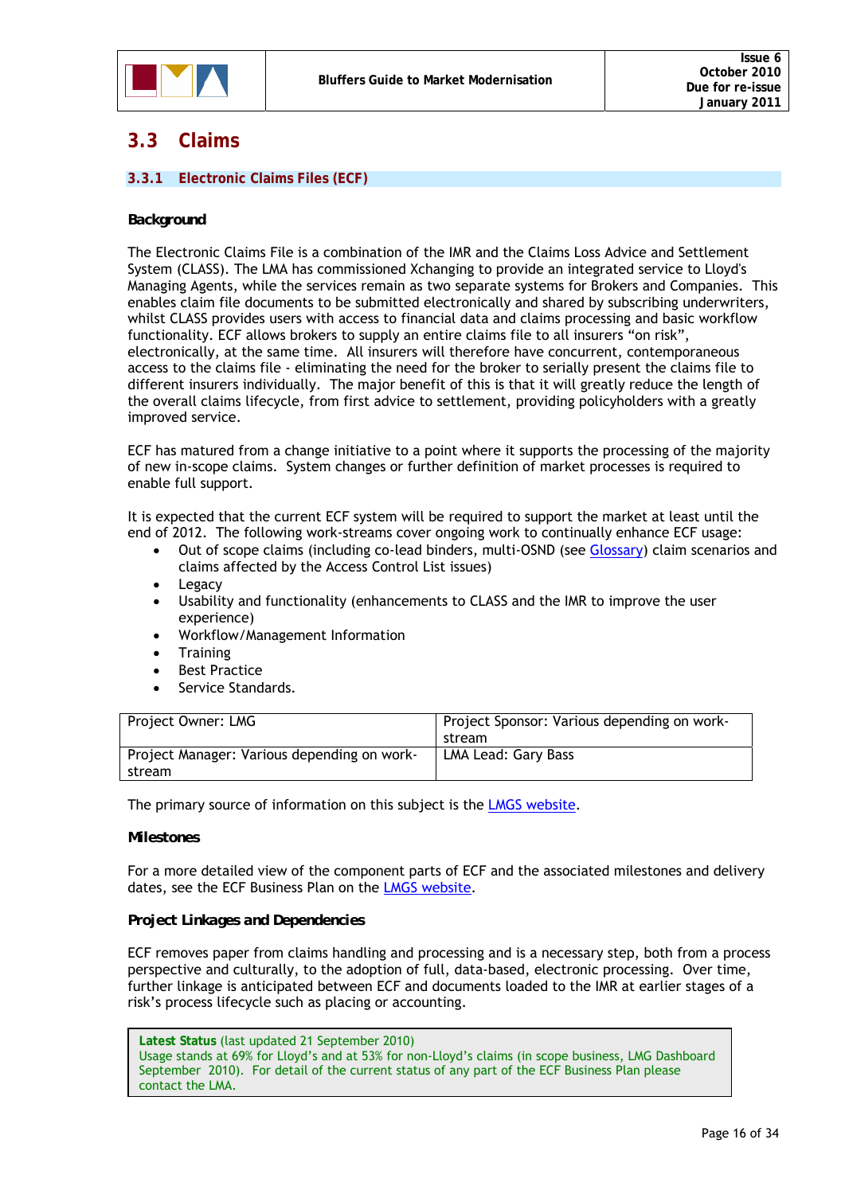## 3.3 Claims

### 3.3.1 Electronic Claims Files (ECF)

**Background**

The Electronic Claims File is a combination of the IMR and the Claims Loss Advice and Settlement System (CLASS). The LMA has commissioned Xchanging to provide an integrated service to Lloyd's Managing Agents, while the services remain as two separate systems for Brokers and Companies. This enables claim file documents to be submitted electronically and shared by subscribing underwriters, whilst CLASS provides users with access to financial data and claims processing and basic workflow functionality. ECF allows brokers to supply an entire claims file to all insurers "on risk", electronically, at the same time. All insurers will therefore have concurrent, contemporaneous access to the claims file - eliminating the need for the broker to serially present the claims file to different insurers individually. The major benefit of this is that it will greatly reduce the length of the overall claims lifecycle, from first advice to settlement, providing policyholders with a greatly improved service.

ECF has matured from a change initiative to a point where it supports the processing of the majority of new in-scope claims. System changes or further definition of market processes is required to enable full support.

It is expected that the current ECF system will be required to support the market at least until the end of 2012. The following work-streams cover ongoing work to continually enhance ECF usage:

- Out of scope claims (including co-lead binders, multi-OSND (see Glossary) claim scenarios and claims affected by the Access Control List issues)
- Legacy
- Usability and functionality (enhancements to CLASS and the IMR to improve the user experience)
- Workflow/Management Information
- Training
- Best Practice
- Service Standards.

| | |
|---|---|
| Project Owner: LMG | Project Sponsor: Various depending on work-stream |
| Project Manager: Various depending on work-stream | LMA Lead: Gary Bass |

The primary source of information on this subject is the LMGS website.

**Milestones**

For a more detailed view of the component parts of ECF and the associated milestones and delivery dates, see the ECF Business Plan on the LMGS website.

**Project Linkages and Dependencies**

ECF removes paper from claims handling and processing and is a necessary step, both from a process perspective and culturally, to the adoption of full, data-based, electronic processing. Over time, further linkage is anticipated between ECF and documents loaded to the IMR at earlier stages of a risk's process lifecycle such as placing or accounting.

**Latest Status** (last updated 21 September 2010)
Usage stands at 69% for Lloyd's and at 53% for non-Lloyd's claims (in scope business, LMG Dashboard September 2010). For detail of the current status of any part of the ECF Business Plan please contact the LMA.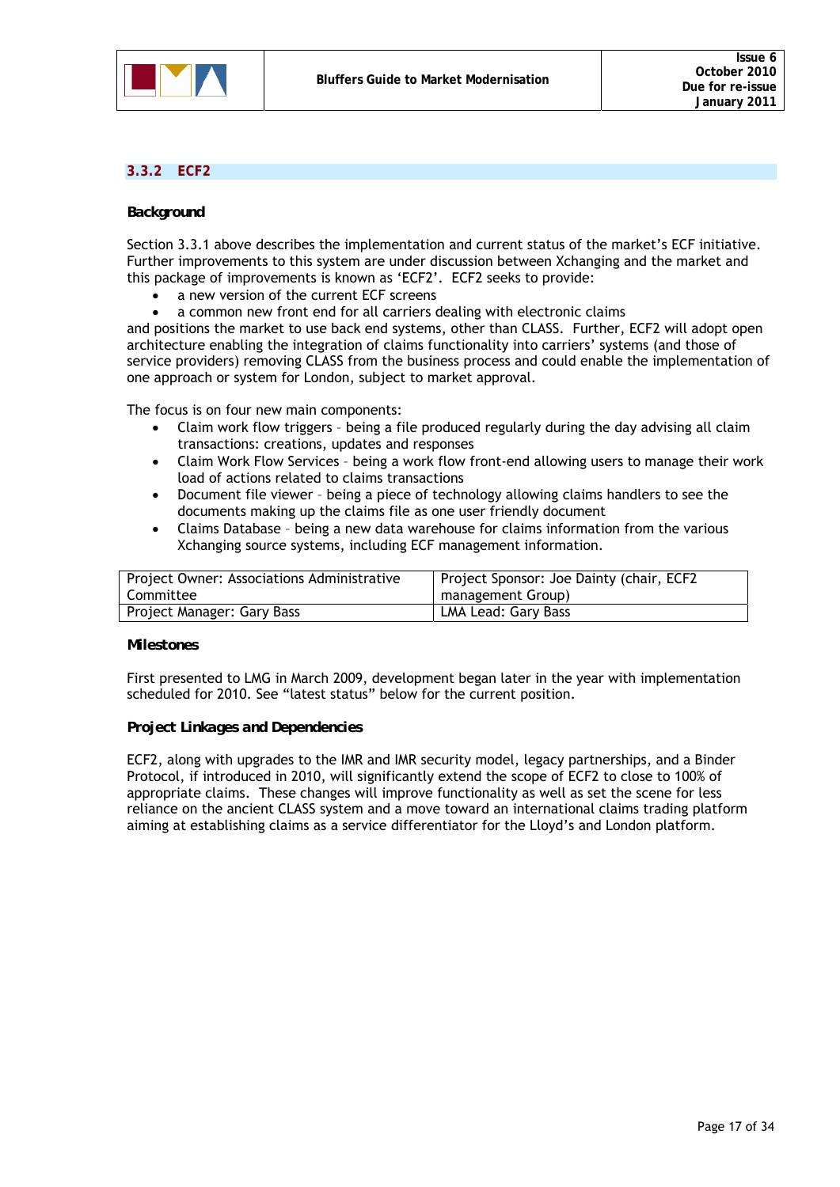### 3.3.2 ECF2

**Background**

Section 3.3.1 above describes the implementation and current status of the market's ECF initiative. Further improvements to this system are under discussion between Xchanging and the market and this package of improvements is known as 'ECF2'. ECF2 seeks to provide:

- a new version of the current ECF screens
- a common new front end for all carriers dealing with electronic claims

and positions the market to use back end systems, other than CLASS. Further, ECF2 will adopt open architecture enabling the integration of claims functionality into carriers' systems (and those of service providers) removing CLASS from the business process and could enable the implementation of one approach or system for London, subject to market approval.

The focus is on four new main components:

- Claim work flow triggers – being a file produced regularly during the day advising all claim transactions: creations, updates and responses
- Claim Work Flow Services – being a work flow front-end allowing users to manage their work load of actions related to claims transactions
- Document file viewer – being a piece of technology allowing claims handlers to see the documents making up the claims file as one user friendly document
- Claims Database – being a new data warehouse for claims information from the various Xchanging source systems, including ECF management information.

| | |
|---|---|
| Project Owner: Associations Administrative Committee | Project Sponsor: Joe Dainty (chair, ECF2 management Group) |
| Project Manager: Gary Bass | LMA Lead: Gary Bass |

**Milestones**

First presented to LMG in March 2009, development began later in the year with implementation scheduled for 2010. See "latest status" below for the current position.

**Project Linkages and Dependencies**

ECF2, along with upgrades to the IMR and IMR security model, legacy partnerships, and a Binder Protocol, if introduced in 2010, will significantly extend the scope of ECF2 to close to 100% of appropriate claims. These changes will improve functionality as well as set the scene for less reliance on the ancient CLASS system and a move toward an international claims trading platform aiming at establishing claims as a service differentiator for the Lloyd's and London platform.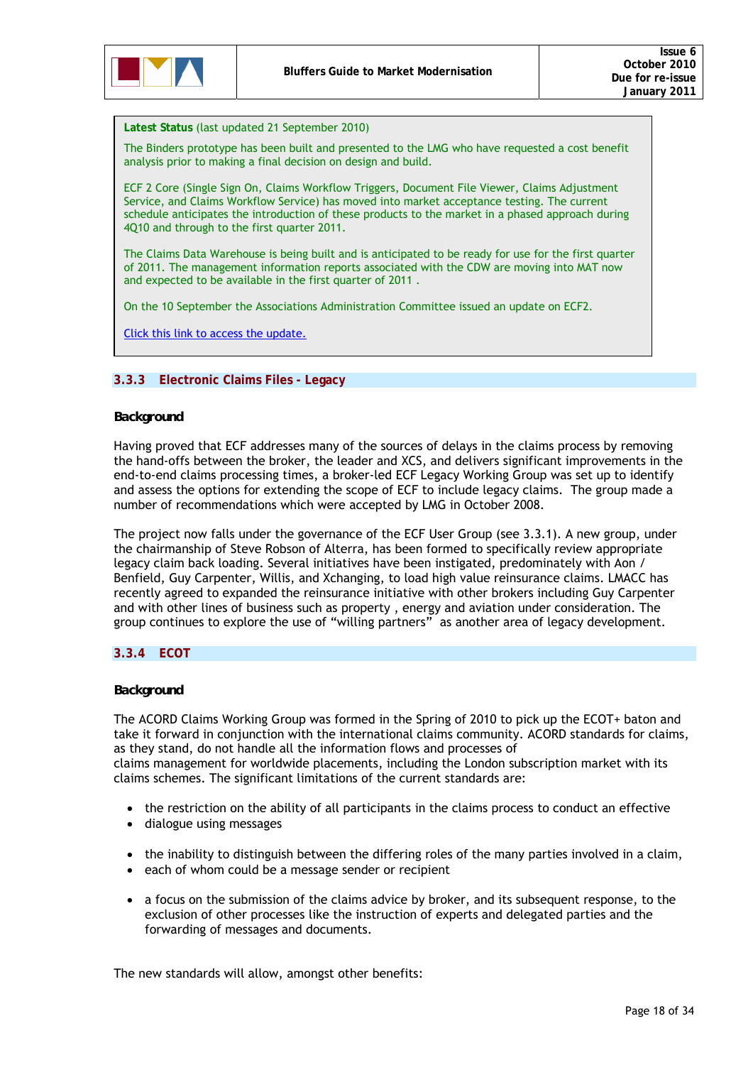**Latest Status** (last updated 21 September 2010)

The Binders prototype has been built and presented to the LMG who have requested a cost benefit analysis prior to making a final decision on design and build.

ECF 2 Core (Single Sign On, Claims Workflow Triggers, Document File Viewer, Claims Adjustment Service, and Claims Workflow Service) has moved into market acceptance testing. The current schedule anticipates the introduction of these products to the market in a phased approach during 4Q10 and through to the first quarter 2011.

The Claims Data Warehouse is being built and is anticipated to be ready for use for the first quarter of 2011. The management information reports associated with the CDW are moving into MAT now and expected to be available in the first quarter of 2011 .

On the 10 September the Associations Administration Committee issued an update on ECF2.

Click this link to access the update.

### 3.3.3 Electronic Claims Files - Legacy

**Background**

Having proved that ECF addresses many of the sources of delays in the claims process by removing the hand-offs between the broker, the leader and XCS, and delivers significant improvements in the end-to-end claims processing times, a broker-led ECF Legacy Working Group was set up to identify and assess the options for extending the scope of ECF to include legacy claims. The group made a number of recommendations which were accepted by LMG in October 2008.

The project now falls under the governance of the ECF User Group (see 3.3.1). A new group, under the chairmanship of Steve Robson of Alterra, has been formed to specifically review appropriate legacy claim back loading. Several initiatives have been instigated, predominately with Aon / Benfield, Guy Carpenter, Willis, and Xchanging, to load high value reinsurance claims. LMACC has recently agreed to expanded the reinsurance initiative with other brokers including Guy Carpenter and with other lines of business such as property , energy and aviation under consideration. The group continues to explore the use of “willing partners” as another area of legacy development.

### 3.3.4 ECOT

**Background**

The ACORD Claims Working Group was formed in the Spring of 2010 to pick up the ECOT+ baton and take it forward in conjunction with the international claims community. ACORD standards for claims, as they stand, do not handle all the information flows and processes of claims management for worldwide placements, including the London subscription market with its claims schemes. The significant limitations of the current standards are:

- the restriction on the ability of all participants in the claims process to conduct an effective
- dialogue using messages

- the inability to distinguish between the differing roles of the many parties involved in a claim,
- each of whom could be a message sender or recipient

- a focus on the submission of the claims advice by broker, and its subsequent response, to the exclusion of other processes like the instruction of experts and delegated parties and the forwarding of messages and documents.

The new standards will allow, amongst other benefits: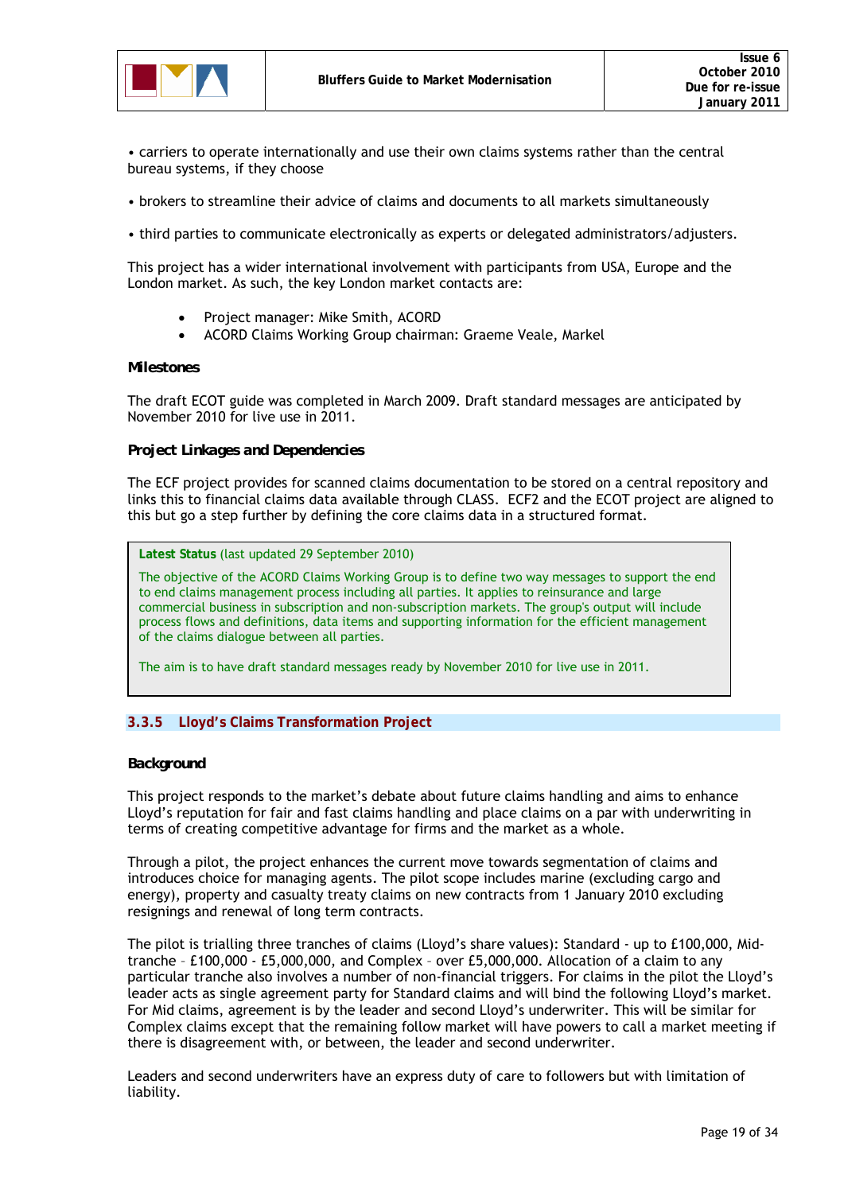• carriers to operate internationally and use their own claims systems rather than the central bureau systems, if they choose

• brokers to streamline their advice of claims and documents to all markets simultaneously

• third parties to communicate electronically as experts or delegated administrators/adjusters.

This project has a wider international involvement with participants from USA, Europe and the London market. As such, the key London market contacts are:

- Project manager: Mike Smith, ACORD
- ACORD Claims Working Group chairman: Graeme Veale, Markel

**Milestones**

The draft ECOT guide was completed in March 2009. Draft standard messages are anticipated by November 2010 for live use in 2011.

**Project Linkages and Dependencies**

The ECF project provides for scanned claims documentation to be stored on a central repository and links this to financial claims data available through CLASS. ECF2 and the ECOT project are aligned to this but go a step further by defining the core claims data in a structured format.

> **Latest Status** (last updated 29 September 2010)
>
> The objective of the ACORD Claims Working Group is to define two way messages to support the end to end claims management process including all parties. It applies to reinsurance and large commercial business in subscription and non-subscription markets. The group's output will include process flows and definitions, data items and supporting information for the efficient management of the claims dialogue between all parties.
>
> The aim is to have draft standard messages ready by November 2010 for live use in 2011.

### 3.3.5 Lloyd's Claims Transformation Project

**Background**

This project responds to the market's debate about future claims handling and aims to enhance Lloyd's reputation for fair and fast claims handling and place claims on a par with underwriting in terms of creating competitive advantage for firms and the market as a whole.

Through a pilot, the project enhances the current move towards segmentation of claims and introduces choice for managing agents. The pilot scope includes marine (excluding cargo and energy), property and casualty treaty claims on new contracts from 1 January 2010 excluding resignings and renewal of long term contracts.

The pilot is trialling three tranches of claims (Lloyd's share values): Standard - up to £100,000, Mid-tranche – £100,000 - £5,000,000, and Complex – over £5,000,000. Allocation of a claim to any particular tranche also involves a number of non-financial triggers. For claims in the pilot the Lloyd's leader acts as single agreement party for Standard claims and will bind the following Lloyd's market. For Mid claims, agreement is by the leader and second Lloyd's underwriter. This will be similar for Complex claims except that the remaining follow market will have powers to call a market meeting if there is disagreement with, or between, the leader and second underwriter.

Leaders and second underwriters have an express duty of care to followers but with limitation of liability.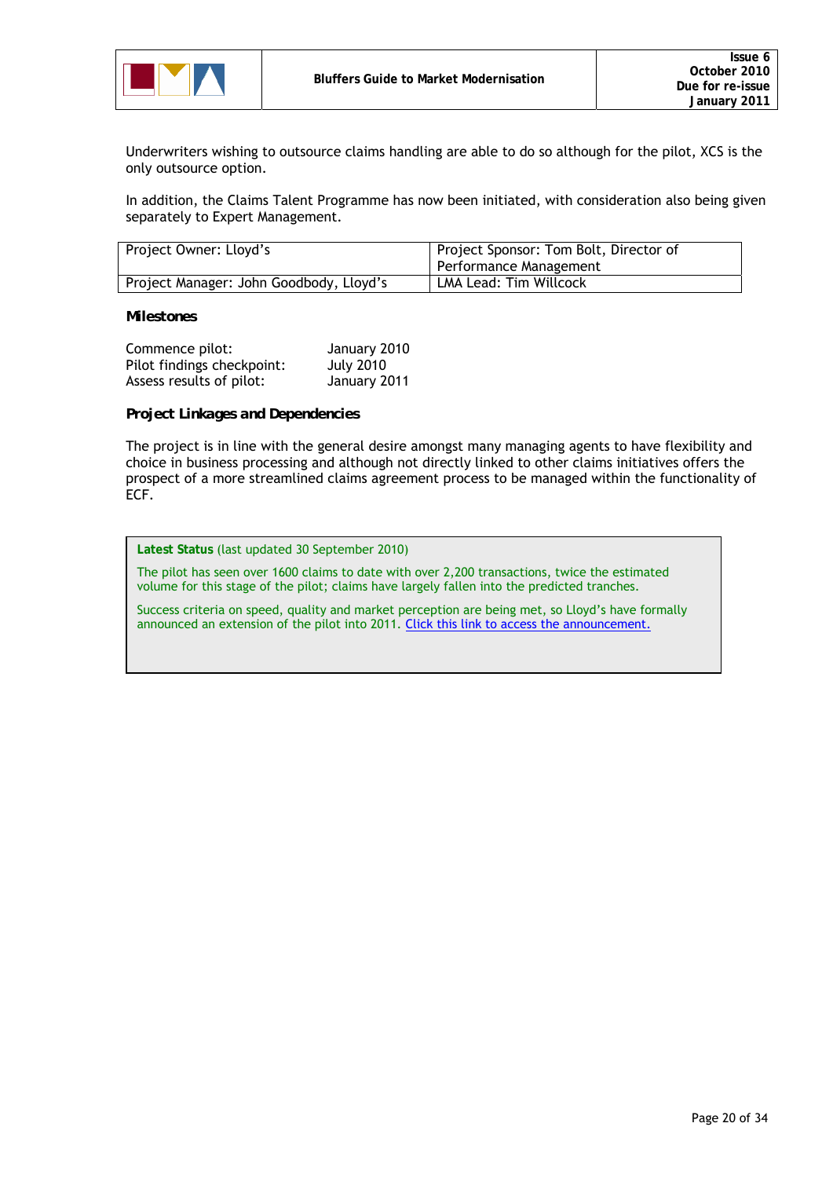Underwriters wishing to outsource claims handling are able to do so although for the pilot, XCS is the only outsource option.

In addition, the Claims Talent Programme has now been initiated, with consideration also being given separately to Expert Management.

| | |
|---|---|
| Project Owner: Lloyd's | Project Sponsor: Tom Bolt, Director of Performance Management |
| Project Manager: John Goodbody, Lloyd's | LMA Lead: Tim Willcock |

**Milestones**

| | |
|---|---|
| Commence pilot: | January 2010 |
| Pilot findings checkpoint: | July 2010 |
| Assess results of pilot: | January 2011 |

**Project Linkages and Dependencies**

The project is in line with the general desire amongst many managing agents to have flexibility and choice in business processing and although not directly linked to other claims initiatives offers the prospect of a more streamlined claims agreement process to be managed within the functionality of ECF.

**Latest Status** (last updated 30 September 2010)

The pilot has seen over 1600 claims to date with over 2,200 transactions, twice the estimated volume for this stage of the pilot; claims have largely fallen into the predicted tranches.

Success criteria on speed, quality and market perception are being met, so Lloyd's have formally announced an extension of the pilot into 2011. Click this link to access the announcement.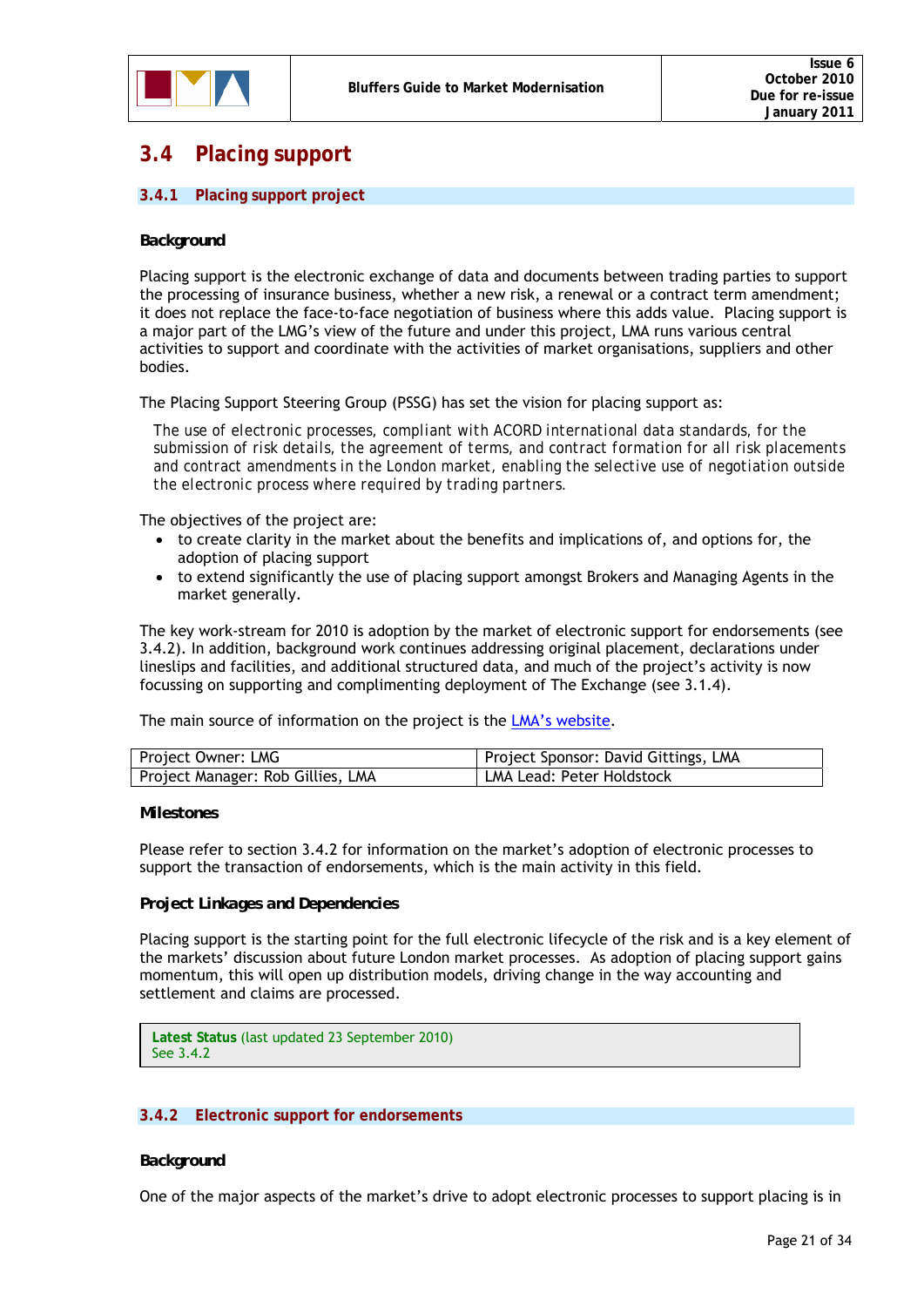## 3.4 Placing support

### 3.4.1 Placing support project

**Background**

Placing support is the electronic exchange of data and documents between trading parties to support the processing of insurance business, whether a new risk, a renewal or a contract term amendment; it does not replace the face-to-face negotiation of business where this adds value. Placing support is a major part of the LMG's view of the future and under this project, LMA runs various central activities to support and coordinate with the activities of market organisations, suppliers and other bodies.

The Placing Support Steering Group (PSSG) has set the vision for placing support as:

> The use of electronic processes, compliant with ACORD international data standards, for the submission of risk details, the agreement of terms, and contract formation for all risk placements and contract amendments in the London market, enabling the selective use of negotiation outside the electronic process where required by trading partners.

The objectives of the project are:

- to create clarity in the market about the benefits and implications of, and options for, the adoption of placing support
- to extend significantly the use of placing support amongst Brokers and Managing Agents in the market generally.

The key work-stream for 2010 is adoption by the market of electronic support for endorsements (see 3.4.2). In addition, background work continues addressing original placement, declarations under lineslips and facilities, and additional structured data, and much of the project's activity is now focussing on supporting and complimenting deployment of The Exchange (see 3.1.4).

The main source of information on the project is the LMA's website.

| | |
|---|---|
| Project Owner: LMG | Project Sponsor: David Gittings, LMA |
| Project Manager: Rob Gillies, LMA | LMA Lead: Peter Holdstock |

**Milestones**

Please refer to section 3.4.2 for information on the market's adoption of electronic processes to support the transaction of endorsements, which is the main activity in this field.

**Project Linkages and Dependencies**

Placing support is the starting point for the full electronic lifecycle of the risk and is a key element of the markets' discussion about future London market processes. As adoption of placing support gains momentum, this will open up distribution models, driving change in the way accounting and settlement and claims are processed.

> **Latest Status** (last updated 23 September 2010)
> See 3.4.2

### 3.4.2 Electronic support for endorsements

**Background**

One of the major aspects of the market's drive to adopt electronic processes to support placing is in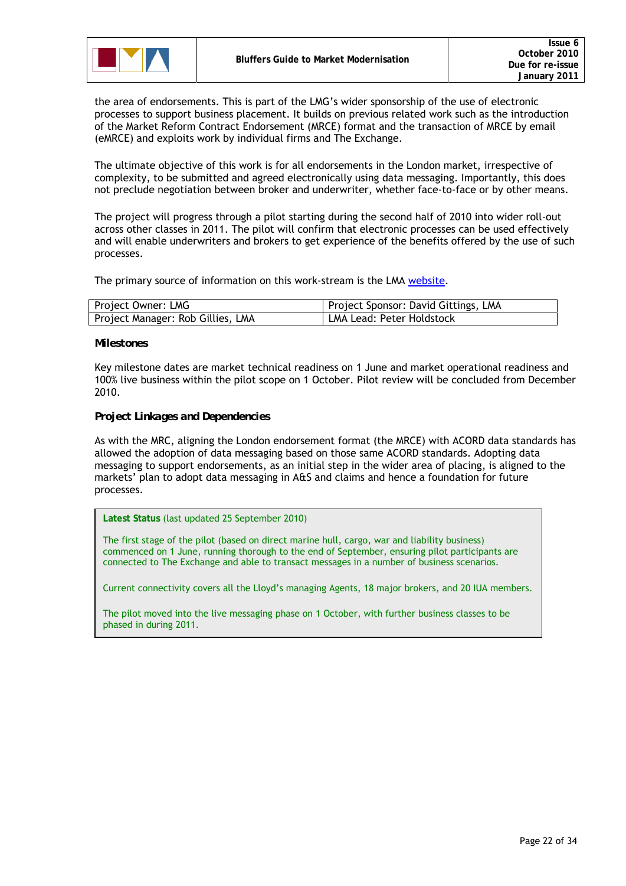the area of endorsements. This is part of the LMG's wider sponsorship of the use of electronic processes to support business placement. It builds on previous related work such as the introduction of the Market Reform Contract Endorsement (MRCE) format and the transaction of MRCE by email (eMRCE) and exploits work by individual firms and The Exchange.

The ultimate objective of this work is for all endorsements in the London market, irrespective of complexity, to be submitted and agreed electronically using data messaging. Importantly, this does not preclude negotiation between broker and underwriter, whether face-to-face or by other means.

The project will progress through a pilot starting during the second half of 2010 into wider roll-out across other classes in 2011. The pilot will confirm that electronic processes can be used effectively and will enable underwriters and brokers to get experience of the benefits offered by the use of such processes.

The primary source of information on this work-stream is the LMA website.

| | |
|---|---|
| Project Owner: LMG | Project Sponsor: David Gittings, LMA |
| Project Manager: Rob Gillies, LMA | LMA Lead: Peter Holdstock |

**Milestones**

Key milestone dates are market technical readiness on 1 June and market operational readiness and 100% live business within the pilot scope on 1 October. Pilot review will be concluded from December 2010.

**Project Linkages and Dependencies**

As with the MRC, aligning the London endorsement format (the MRCE) with ACORD data standards has allowed the adoption of data messaging based on those same ACORD standards. Adopting data messaging to support endorsements, as an initial step in the wider area of placing, is aligned to the markets' plan to adopt data messaging in A&S and claims and hence a foundation for future processes.

**Latest Status** (last updated 25 September 2010)

The first stage of the pilot (based on direct marine hull, cargo, war and liability business) commenced on 1 June, running thorough to the end of September, ensuring pilot participants are connected to The Exchange and able to transact messages in a number of business scenarios.

Current connectivity covers all the Lloyd's managing Agents, 18 major brokers, and 20 IUA members.

The pilot moved into the live messaging phase on 1 October, with further business classes to be phased in during 2011.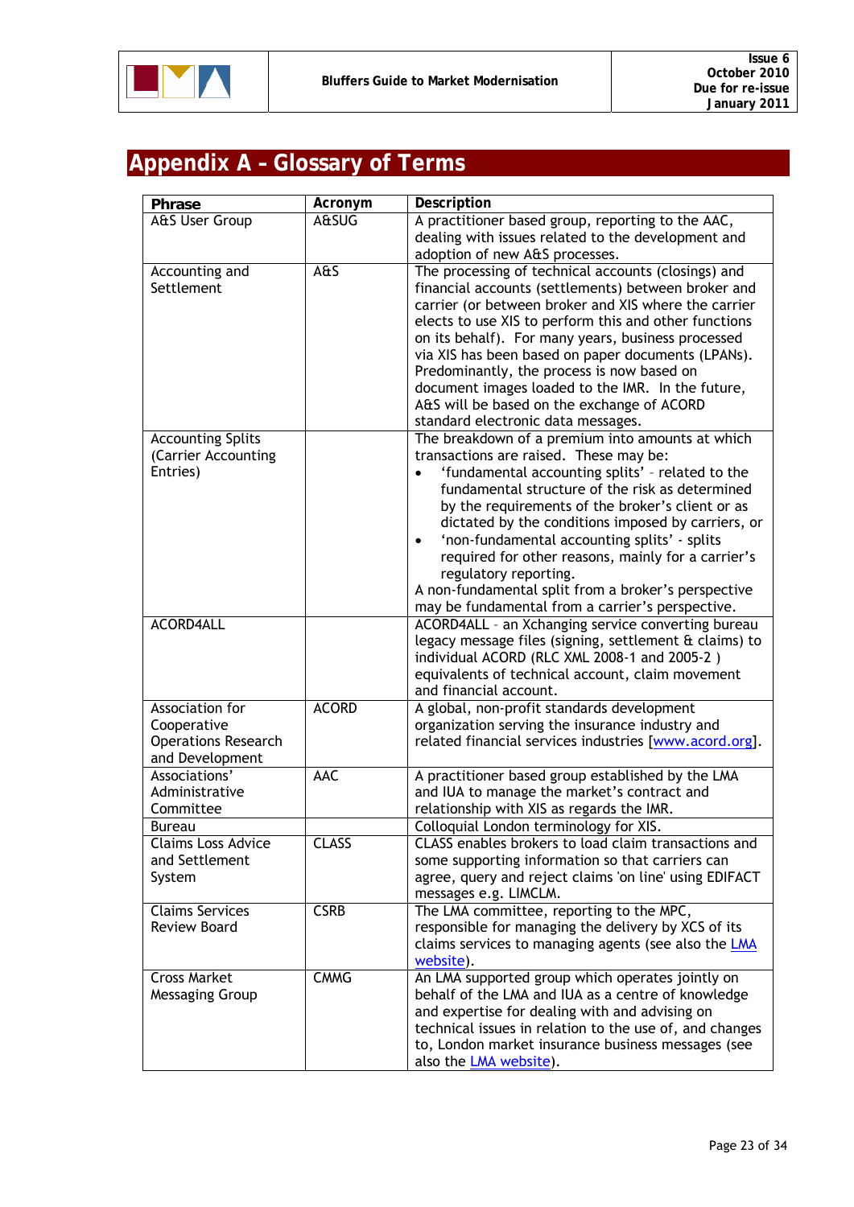# Appendix A – Glossary of Terms

| Phrase | Acronym | Description |
|---|---|---|
| A&S User Group | A&SUG | A practitioner based group, reporting to the AAC, dealing with issues related to the development and adoption of new A&S processes. |
| Accounting and Settlement | A&S | The processing of technical accounts (closings) and financial accounts (settlements) between broker and carrier (or between broker and XIS where the carrier elects to use XIS to perform this and other functions on its behalf). For many years, business processed via XIS has been based on paper documents (LPANs). Predominantly, the process is now based on document images loaded to the IMR. In the future, A&S will be based on the exchange of ACORD standard electronic data messages. |
| Accounting Splits (Carrier Accounting Entries) | | The breakdown of a premium into amounts at which transactions are raised. These may be:<br>• 'fundamental accounting splits' – related to the fundamental structure of the risk as determined by the requirements of the broker's client or as dictated by the conditions imposed by carriers, or<br>• 'non-fundamental accounting splits' - splits required for other reasons, mainly for a carrier's regulatory reporting.<br>A non-fundamental split from a broker's perspective may be fundamental from a carrier's perspective. |
| ACORD4ALL | | ACORD4ALL – an Xchanging service converting bureau legacy message files (signing, settlement & claims) to individual ACORD (RLC XML 2008-1 and 2005-2 ) equivalents of technical account, claim movement and financial account. |
| Association for Cooperative Operations Research and Development | ACORD | A global, non-profit standards development organization serving the insurance industry and related financial services industries [www.acord.org]. |
| Associations' Administrative Committee | AAC | A practitioner based group established by the LMA and IUA to manage the market's contract and relationship with XIS as regards the IMR. |
| Bureau | | Colloquial London terminology for XIS. |
| Claims Loss Advice and Settlement System | CLASS | CLASS enables brokers to load claim transactions and some supporting information so that carriers can agree, query and reject claims 'on line' using EDIFACT messages e.g. LIMCLM. |
| Claims Services Review Board | CSRB | The LMA committee, reporting to the MPC, responsible for managing the delivery by XCS of its claims services to managing agents (see also the LMA website). |
| Cross Market Messaging Group | CMMG | An LMA supported group which operates jointly on behalf of the LMA and IUA as a centre of knowledge and expertise for dealing with and advising on technical issues in relation to the use of, and changes to, London market insurance business messages (see also the LMA website). |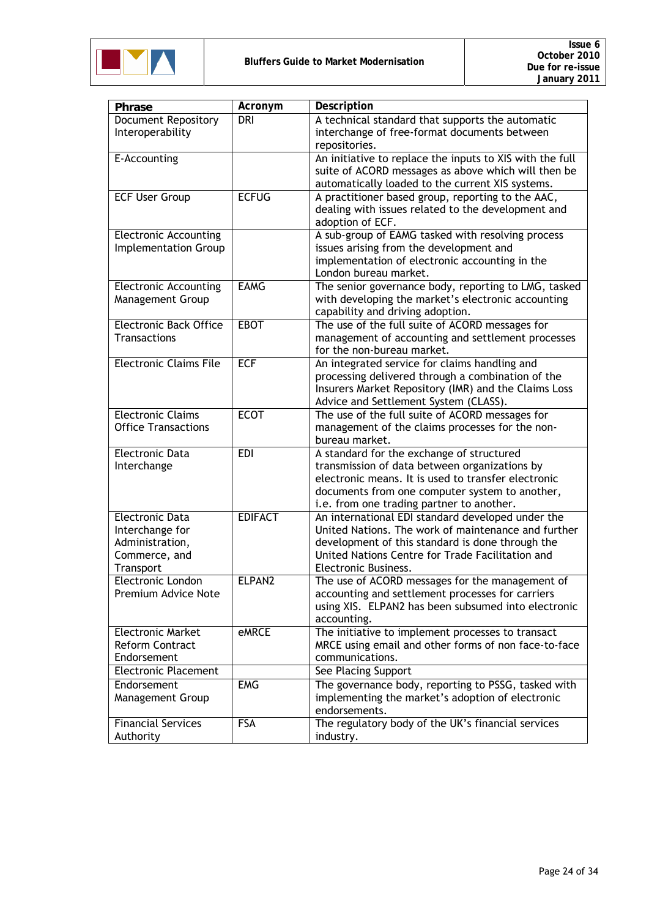| Phrase | Acronym | Description |
|---|---|---|
| Document Repository Interoperability | DRI | A technical standard that supports the automatic interchange of free-format documents between repositories. |
| E-Accounting | | An initiative to replace the inputs to XIS with the full suite of ACORD messages as above which will then be automatically loaded to the current XIS systems. |
| ECF User Group | ECFUG | A practitioner based group, reporting to the AAC, dealing with issues related to the development and adoption of ECF. |
| Electronic Accounting Implementation Group | | A sub-group of EAMG tasked with resolving process issues arising from the development and implementation of electronic accounting in the London bureau market. |
| Electronic Accounting Management Group | EAMG | The senior governance body, reporting to LMG, tasked with developing the market's electronic accounting capability and driving adoption. |
| Electronic Back Office Transactions | EBOT | The use of the full suite of ACORD messages for management of accounting and settlement processes for the non-bureau market. |
| Electronic Claims File | ECF | An integrated service for claims handling and processing delivered through a combination of the Insurers Market Repository (IMR) and the Claims Loss Advice and Settlement System (CLASS). |
| Electronic Claims Office Transactions | ECOT | The use of the full suite of ACORD messages for management of the claims processes for the non-bureau market. |
| Electronic Data Interchange | EDI | A standard for the exchange of structured transmission of data between organizations by electronic means. It is used to transfer electronic documents from one computer system to another, i.e. from one trading partner to another. |
| Electronic Data Interchange for Administration, Commerce, and Transport | EDIFACT | An international EDI standard developed under the United Nations. The work of maintenance and further development of this standard is done through the United Nations Centre for Trade Facilitation and Electronic Business. |
| Electronic London Premium Advice Note | ELPAN2 | The use of ACORD messages for the management of accounting and settlement processes for carriers using XIS. ELPAN2 has been subsumed into electronic accounting. |
| Electronic Market Reform Contract Endorsement | eMRCE | The initiative to implement processes to transact MRCE using email and other forms of non face-to-face communications. |
| Electronic Placement | | See Placing Support |
| Endorsement Management Group | EMG | The governance body, reporting to PSSG, tasked with implementing the market's adoption of electronic endorsements. |
| Financial Services Authority | FSA | The regulatory body of the UK's financial services industry. |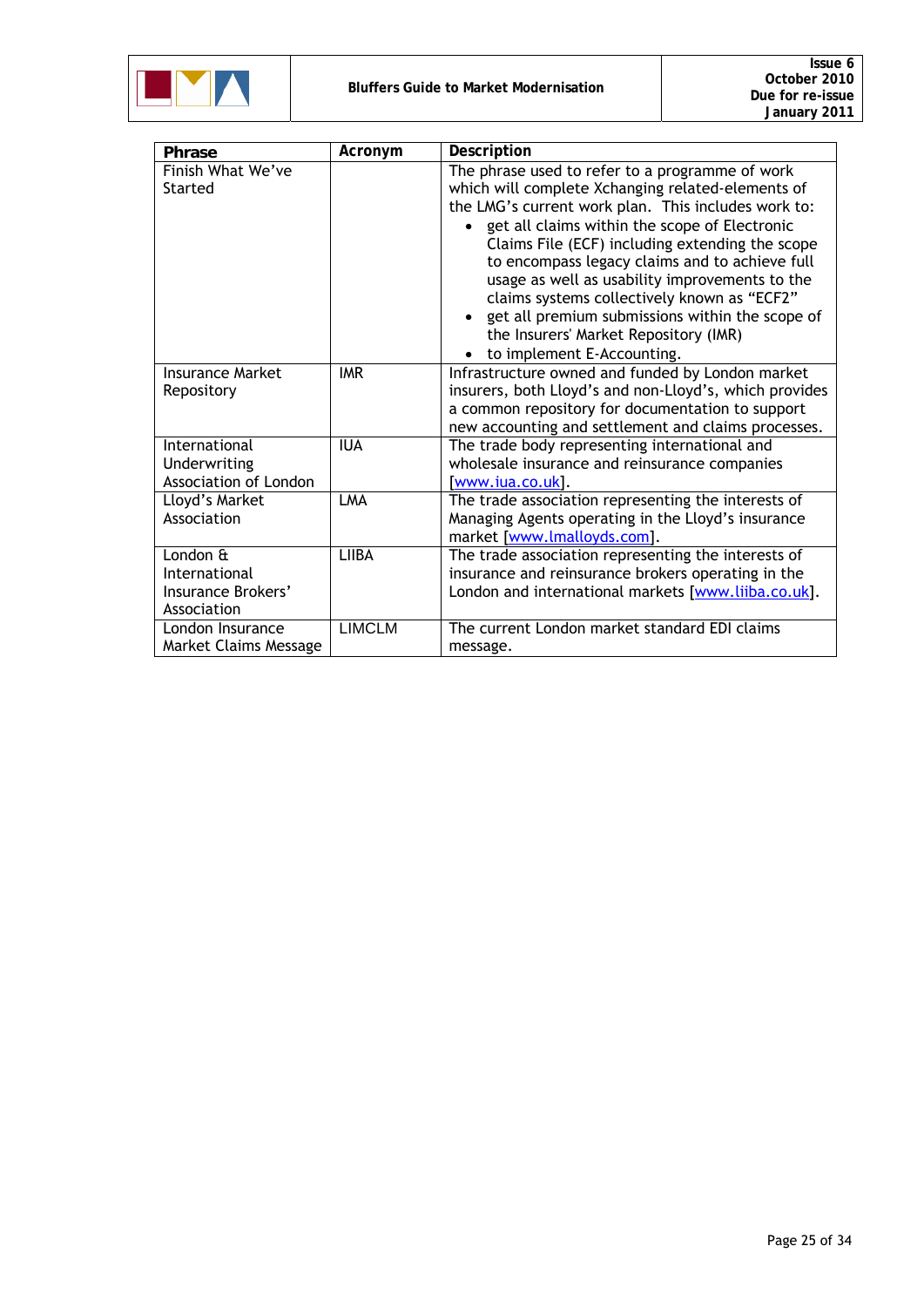| Phrase | Acronym | Description |
|---|---|---|
| Finish What We've Started | | The phrase used to refer to a programme of work which will complete Xchanging related-elements of the LMG's current work plan. This includes work to: <br>• get all claims within the scope of Electronic Claims File (ECF) including extending the scope to encompass legacy claims and to achieve full usage as well as usability improvements to the claims systems collectively known as "ECF2" <br>• get all premium submissions within the scope of the Insurers' Market Repository (IMR) <br>• to implement E-Accounting. |
| Insurance Market Repository | IMR | Infrastructure owned and funded by London market insurers, both Lloyd's and non-Lloyd's, which provides a common repository for documentation to support new accounting and settlement and claims processes. |
| International Underwriting Association of London | IUA | The trade body representing international and wholesale insurance and reinsurance companies [www.iua.co.uk]. |
| Lloyd's Market Association | LMA | The trade association representing the interests of Managing Agents operating in the Lloyd's insurance market [www.lmalloyds.com]. |
| London & International Insurance Brokers' Association | LIIBA | The trade association representing the interests of insurance and reinsurance brokers operating in the London and international markets [www.liiba.co.uk]. |
| London Insurance Market Claims Message | LIMCLM | The current London market standard EDI claims message. |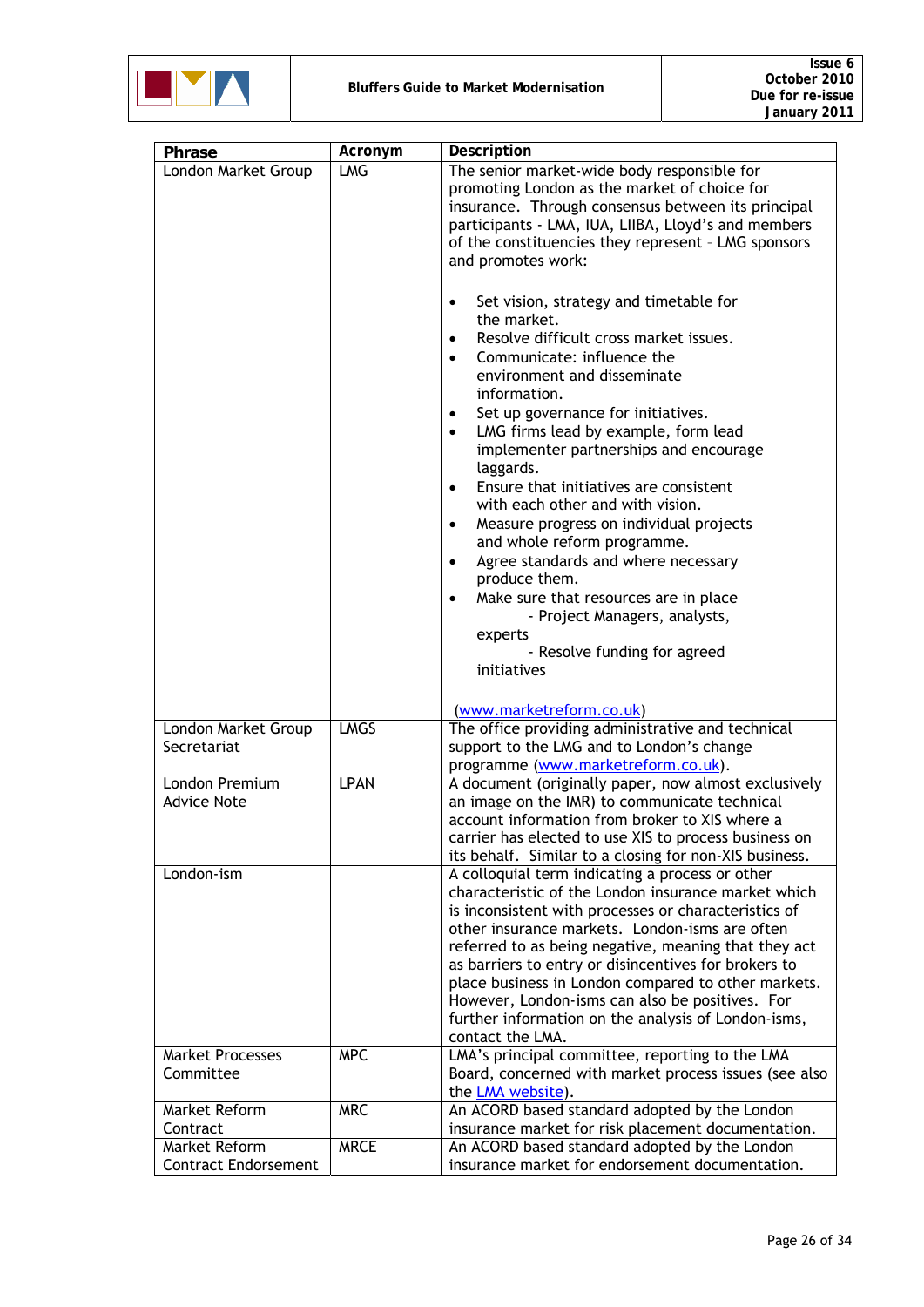| Phrase | Acronym | Description |
|---|---|---|
| London Market Group | LMG | The senior market-wide body responsible for promoting London as the market of choice for insurance. Through consensus between its principal participants - LMA, IUA, LIIBA, Lloyd's and members of the constituencies they represent – LMG sponsors and promotes work:<br><br>• Set vision, strategy and timetable for the market.<br>• Resolve difficult cross market issues.<br>• Communicate: influence the environment and disseminate information.<br>• Set up governance for initiatives.<br>• LMG firms lead by example, form lead implementer partnerships and encourage laggards.<br>• Ensure that initiatives are consistent with each other and with vision.<br>• Measure progress on individual projects and whole reform programme.<br>• Agree standards and where necessary produce them.<br>• Make sure that resources are in place<br>  - Project Managers, analysts, experts<br>  - Resolve funding for agreed initiatives<br><br>(www.marketreform.co.uk) |
| London Market Group Secretariat | LMGS | The office providing administrative and technical support to the LMG and to London's change programme (www.marketreform.co.uk). |
| London Premium Advice Note | LPAN | A document (originally paper, now almost exclusively an image on the IMR) to communicate technical account information from broker to XIS where a carrier has elected to use XIS to process business on its behalf. Similar to a closing for non-XIS business. |
| London-ism | | A colloquial term indicating a process or other characteristic of the London insurance market which is inconsistent with processes or characteristics of other insurance markets. London-isms are often referred to as being negative, meaning that they act as barriers to entry or disincentives for brokers to place business in London compared to other markets. However, London-isms can also be positives. For further information on the analysis of London-isms, contact the LMA. |
| Market Processes Committee | MPC | LMA's principal committee, reporting to the LMA Board, concerned with market process issues (see also the LMA website). |
| Market Reform Contract | MRC | An ACORD based standard adopted by the London insurance market for risk placement documentation. |
| Market Reform Contract Endorsement | MRCE | An ACORD based standard adopted by the London insurance market for endorsement documentation. |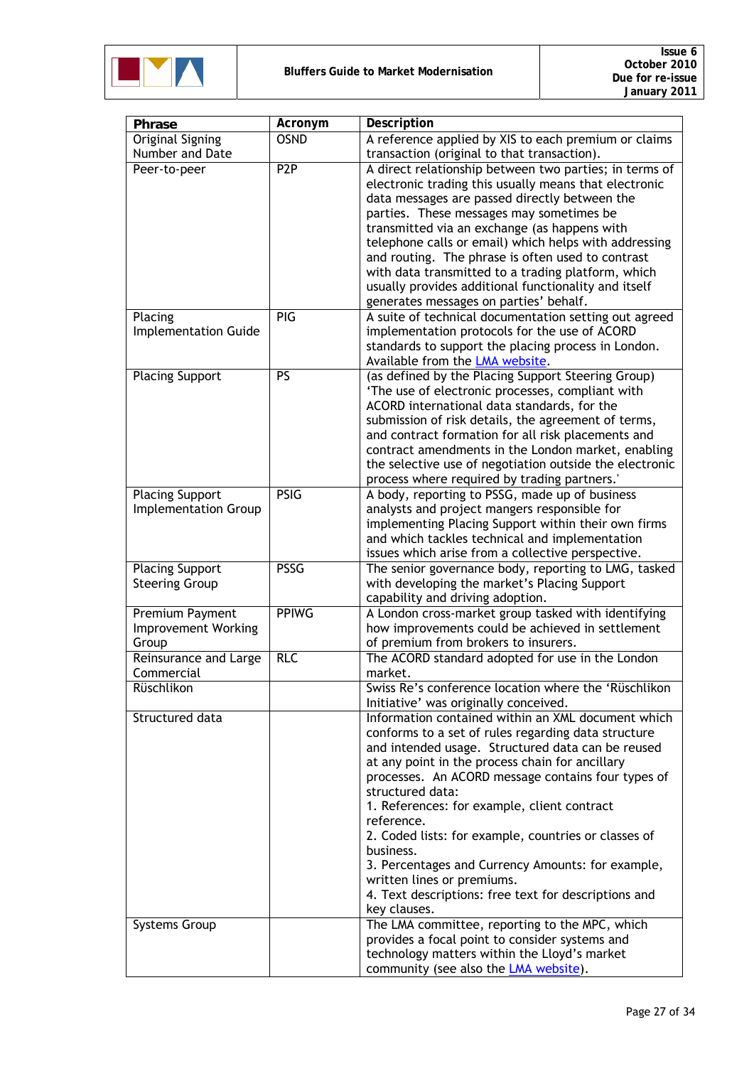| Phrase | Acronym | Description |
|---|---|---|
| Original Signing Number and Date | OSND | A reference applied by XIS to each premium or claims transaction (original to that transaction). |
| Peer-to-peer | P2P | A direct relationship between two parties; in terms of electronic trading this usually means that electronic data messages are passed directly between the parties. These messages may sometimes be transmitted via an exchange (as happens with telephone calls or email) which helps with addressing and routing. The phrase is often used to contrast with data transmitted to a trading platform, which usually provides additional functionality and itself generates messages on parties' behalf. |
| Placing Implementation Guide | PIG | A suite of technical documentation setting out agreed implementation protocols for the use of ACORD standards to support the placing process in London. Available from the LMA website. |
| Placing Support | PS | (as defined by the Placing Support Steering Group) 'The use of electronic processes, compliant with ACORD international data standards, for the submission of risk details, the agreement of terms, and contract formation for all risk placements and contract amendments in the London market, enabling the selective use of negotiation outside the electronic process where required by trading partners.' |
| Placing Support Implementation Group | PSIG | A body, reporting to PSSG, made up of business analysts and project mangers responsible for implementing Placing Support within their own firms and which tackles technical and implementation issues which arise from a collective perspective. |
| Placing Support Steering Group | PSSG | The senior governance body, reporting to LMG, tasked with developing the market's Placing Support capability and driving adoption. |
| Premium Payment Improvement Working Group | PPIWG | A London cross-market group tasked with identifying how improvements could be achieved in settlement of premium from brokers to insurers. |
| Reinsurance and Large Commercial | RLC | The ACORD standard adopted for use in the London market. |
| Rüschlikon | | Swiss Re's conference location where the 'Rüschlikon Initiative' was originally conceived. |
| Structured data | | Information contained within an XML document which conforms to a set of rules regarding data structure and intended usage. Structured data can be reused at any point in the process chain for ancillary processes. An ACORD message contains four types of structured data:<br>1. References: for example, client contract reference.<br>2. Coded lists: for example, countries or classes of business.<br>3. Percentages and Currency Amounts: for example, written lines or premiums.<br>4. Text descriptions: free text for descriptions and key clauses. |
| Systems Group | | The LMA committee, reporting to the MPC, which provides a focal point to consider systems and technology matters within the Lloyd's market community (see also the LMA website). |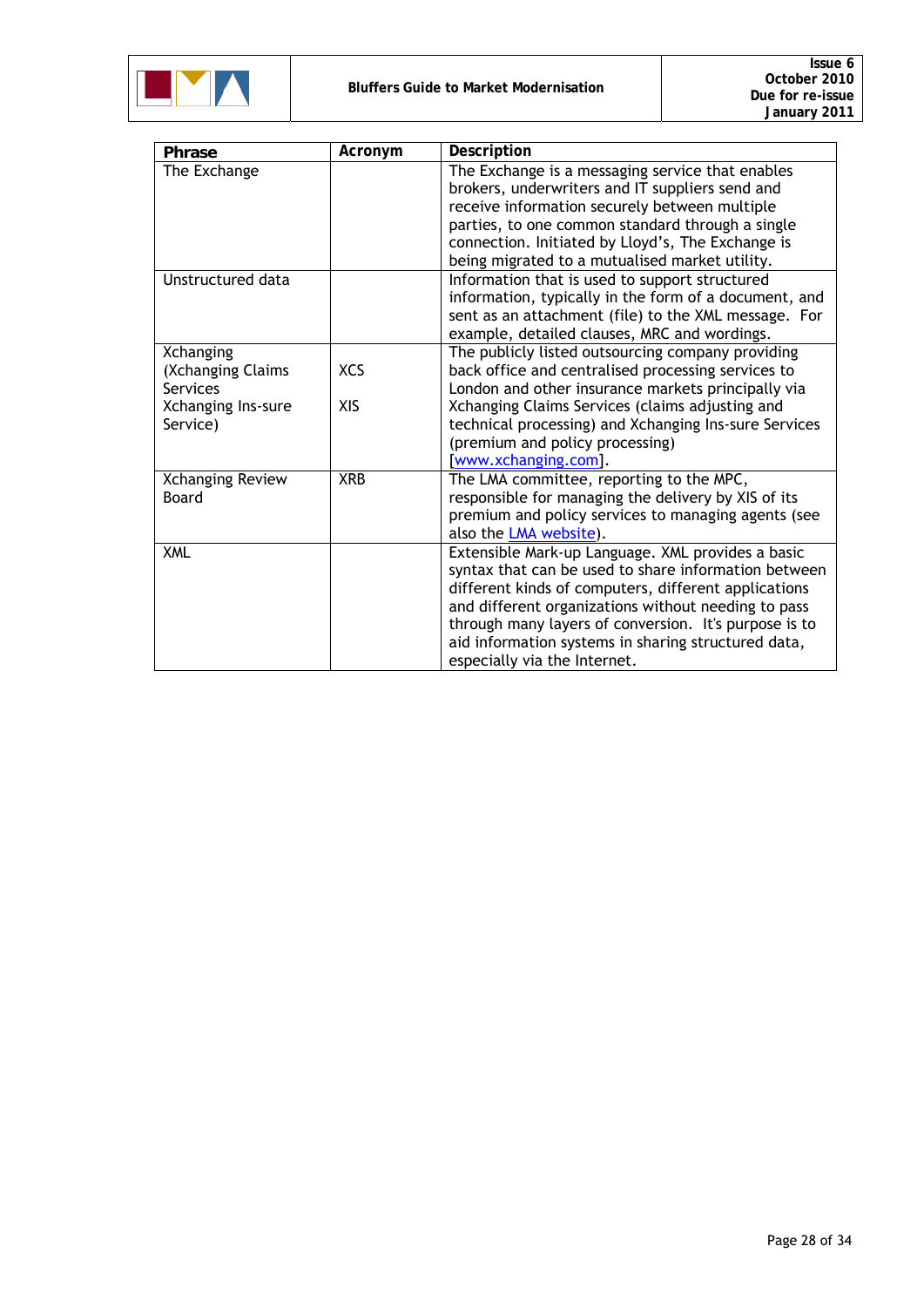| Phrase | Acronym | Description |
|---|---|---|
| The Exchange | | The Exchange is a messaging service that enables brokers, underwriters and IT suppliers send and receive information securely between multiple parties, to one common standard through a single connection. Initiated by Lloyd's, The Exchange is being migrated to a mutualised market utility. |
| Unstructured data | | Information that is used to support structured information, typically in the form of a document, and sent as an attachment (file) to the XML message. For example, detailed clauses, MRC and wordings. |
| Xchanging (Xchanging Claims Services Xchanging Ins-sure Service) | XCS XIS | The publicly listed outsourcing company providing back office and centralised processing services to London and other insurance markets principally via Xchanging Claims Services (claims adjusting and technical processing) and Xchanging Ins-sure Services (premium and policy processing) [www.xchanging.com]. |
| Xchanging Review Board | XRB | The LMA committee, reporting to the MPC, responsible for managing the delivery by XIS of its premium and policy services to managing agents (see also the LMA website). |
| XML | | Extensible Mark-up Language. XML provides a basic syntax that can be used to share information between different kinds of computers, different applications and different organizations without needing to pass through many layers of conversion. It's purpose is to aid information systems in sharing structured data, especially via the Internet. |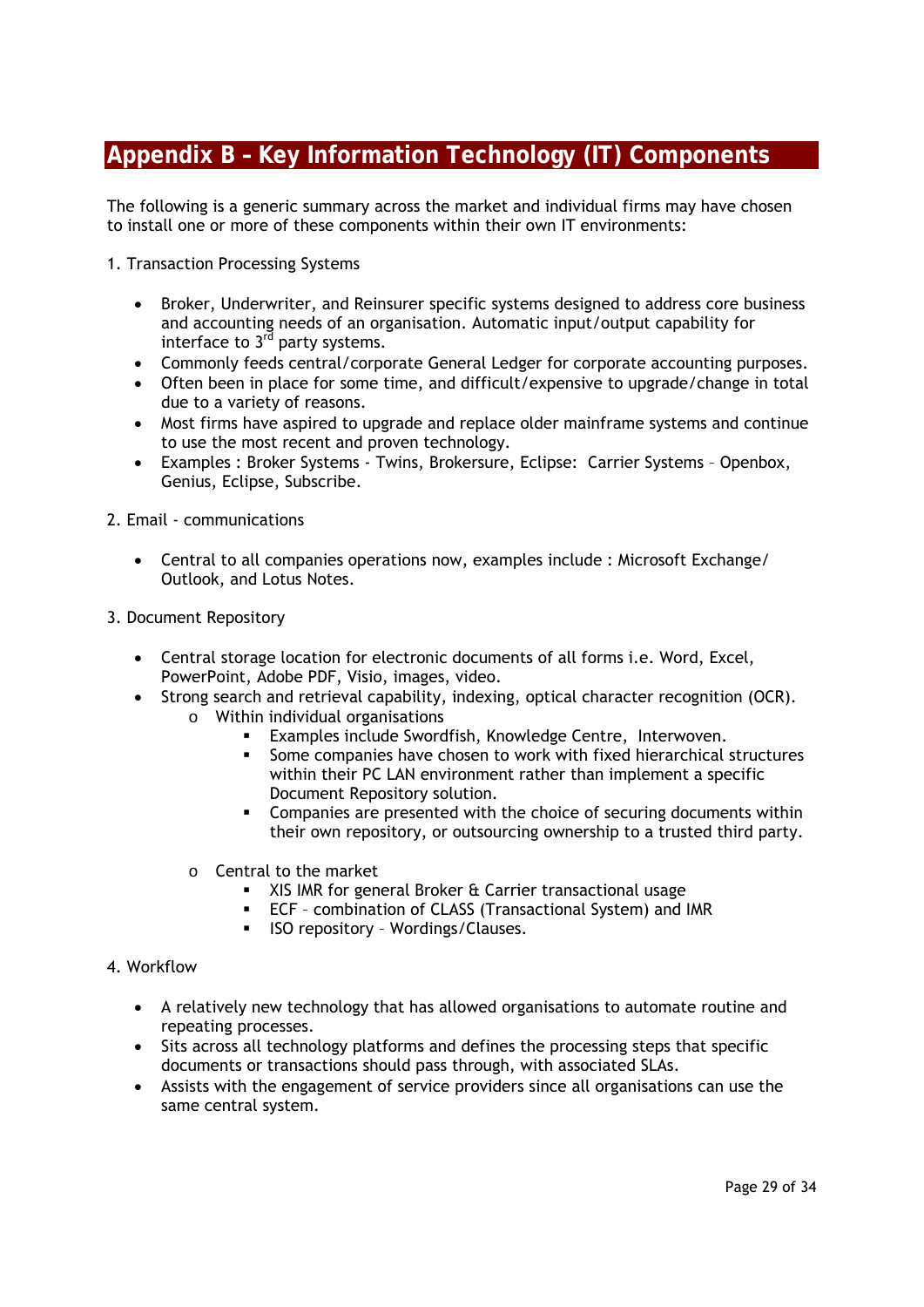# Appendix B – Key Information Technology (IT) Components

The following is a generic summary across the market and individual firms may have chosen to install one or more of these components within their own IT environments:

1. Transaction Processing Systems

- Broker, Underwriter, and Reinsurer specific systems designed to address core business and accounting needs of an organisation. Automatic input/output capability for interface to 3rd party systems.
- Commonly feeds central/corporate General Ledger for corporate accounting purposes.
- Often been in place for some time, and difficult/expensive to upgrade/change in total due to a variety of reasons.
- Most firms have aspired to upgrade and replace older mainframe systems and continue to use the most recent and proven technology.
- Examples : Broker Systems - Twins, Brokersure, Eclipse: Carrier Systems – Openbox, Genius, Eclipse, Subscribe.

2. Email - communications

- Central to all companies operations now, examples include : Microsoft Exchange/ Outlook, and Lotus Notes.

3. Document Repository

- Central storage location for electronic documents of all forms i.e. Word, Excel, PowerPoint, Adobe PDF, Visio, images, video.
- Strong search and retrieval capability, indexing, optical character recognition (OCR).
    - Within individual organisations
        - Examples include Swordfish, Knowledge Centre, Interwoven.
        - Some companies have chosen to work with fixed hierarchical structures within their PC LAN environment rather than implement a specific Document Repository solution.
        - Companies are presented with the choice of securing documents within their own repository, or outsourcing ownership to a trusted third party.
    - Central to the market
        - XIS IMR for general Broker & Carrier transactional usage
        - ECF – combination of CLASS (Transactional System) and IMR
        - ISO repository – Wordings/Clauses.

4. Workflow

- A relatively new technology that has allowed organisations to automate routine and repeating processes.
- Sits across all technology platforms and defines the processing steps that specific documents or transactions should pass through, with associated SLAs.
- Assists with the engagement of service providers since all organisations can use the same central system.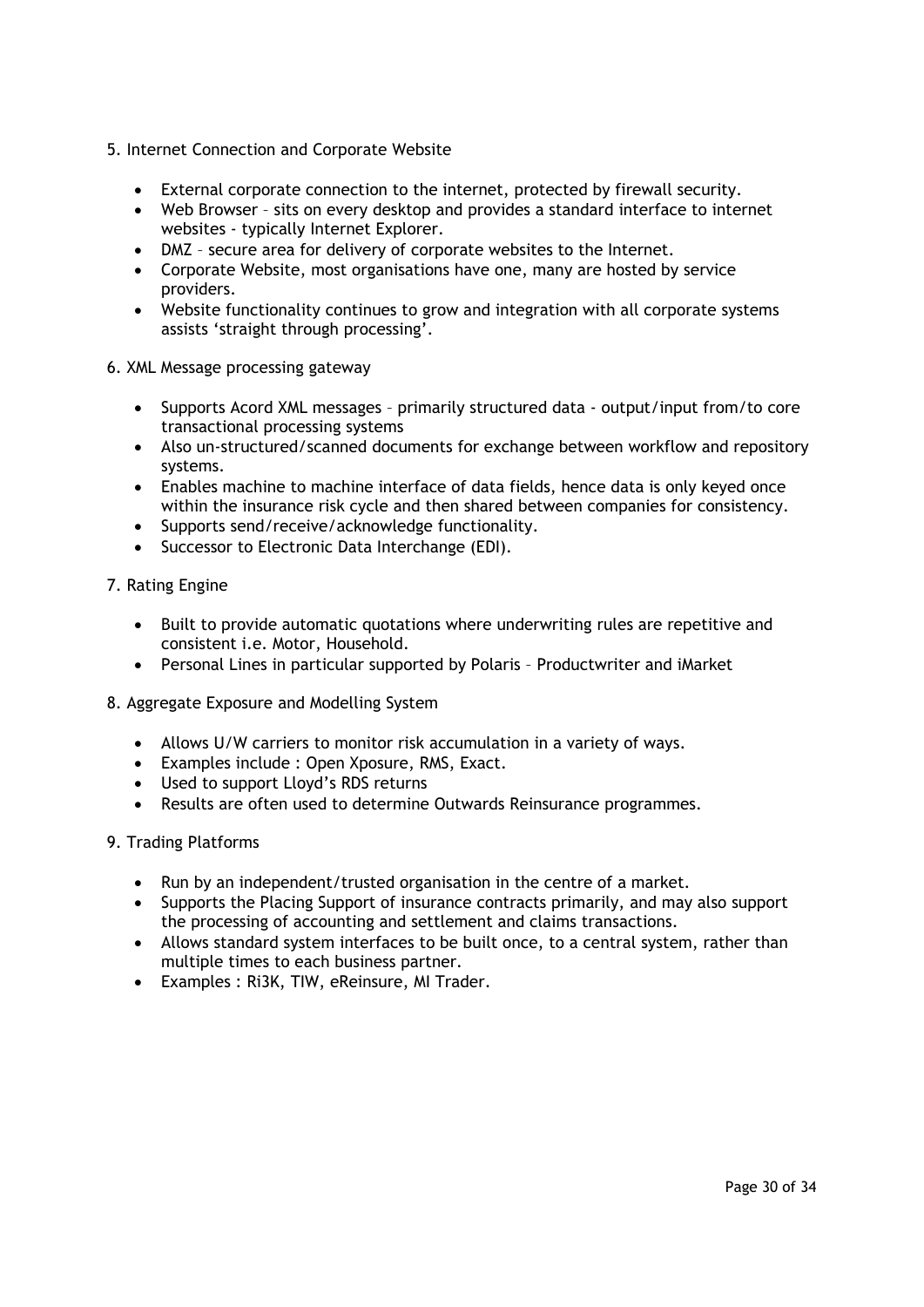5. Internet Connection and Corporate Website

- External corporate connection to the internet, protected by firewall security.
- Web Browser – sits on every desktop and provides a standard interface to internet websites - typically Internet Explorer.
- DMZ – secure area for delivery of corporate websites to the Internet.
- Corporate Website, most organisations have one, many are hosted by service providers.
- Website functionality continues to grow and integration with all corporate systems assists 'straight through processing'.

6. XML Message processing gateway

- Supports Acord XML messages – primarily structured data - output/input from/to core transactional processing systems
- Also un-structured/scanned documents for exchange between workflow and repository systems.
- Enables machine to machine interface of data fields, hence data is only keyed once within the insurance risk cycle and then shared between companies for consistency.
- Supports send/receive/acknowledge functionality.
- Successor to Electronic Data Interchange (EDI).

7. Rating Engine

- Built to provide automatic quotations where underwriting rules are repetitive and consistent i.e. Motor, Household.
- Personal Lines in particular supported by Polaris – Productwriter and iMarket

8. Aggregate Exposure and Modelling System

- Allows U/W carriers to monitor risk accumulation in a variety of ways.
- Examples include : Open Xposure, RMS, Exact.
- Used to support Lloyd's RDS returns
- Results are often used to determine Outwards Reinsurance programmes.

9. Trading Platforms

- Run by an independent/trusted organisation in the centre of a market.
- Supports the Placing Support of insurance contracts primarily, and may also support the processing of accounting and settlement and claims transactions.
- Allows standard system interfaces to be built once, to a central system, rather than multiple times to each business partner.
- Examples : Ri3K, TIW, eReinsure, MI Trader.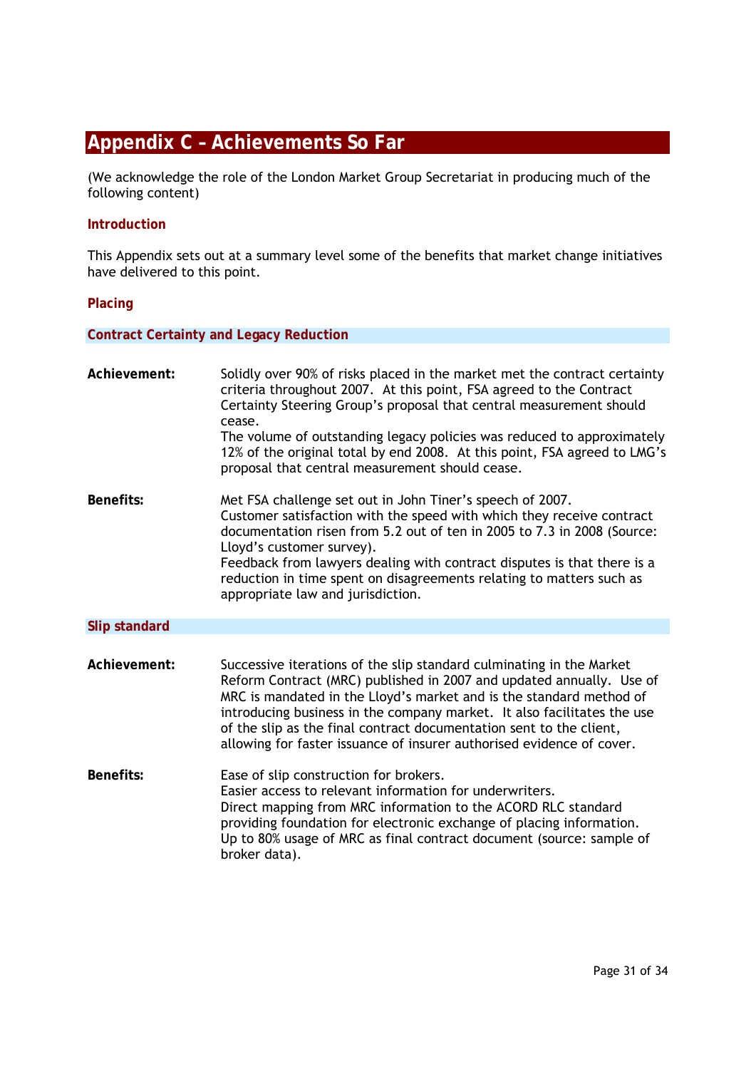# Appendix C – Achievements So Far

(We acknowledge the role of the London Market Group Secretariat in producing much of the following content)

### Introduction

This Appendix sets out at a summary level some of the benefits that market change initiatives have delivered to this point.

### Placing

#### Contract Certainty and Legacy Reduction

| | |
|---|---|
| **Achievement:** | Solidly over 90% of risks placed in the market met the contract certainty criteria throughout 2007. At this point, FSA agreed to the Contract Certainty Steering Group's proposal that central measurement should cease.<br>The volume of outstanding legacy policies was reduced to approximately 12% of the original total by end 2008. At this point, FSA agreed to LMG's proposal that central measurement should cease. |
| **Benefits:** | Met FSA challenge set out in John Tiner's speech of 2007.<br>Customer satisfaction with the speed with which they receive contract documentation risen from 5.2 out of ten in 2005 to 7.3 in 2008 (Source: Lloyd's customer survey).<br>Feedback from lawyers dealing with contract disputes is that there is a reduction in time spent on disagreements relating to matters such as appropriate law and jurisdiction. |

#### Slip standard

| | |
|---|---|
| **Achievement:** | Successive iterations of the slip standard culminating in the Market Reform Contract (MRC) published in 2007 and updated annually. Use of MRC is mandated in the Lloyd's market and is the standard method of introducing business in the company market. It also facilitates the use of the slip as the final contract documentation sent to the client, allowing for faster issuance of insurer authorised evidence of cover. |
| **Benefits:** | Ease of slip construction for brokers.<br>Easier access to relevant information for underwriters.<br>Direct mapping from MRC information to the ACORD RLC standard providing foundation for electronic exchange of placing information.<br>Up to 80% usage of MRC as final contract document (source: sample of broker data). |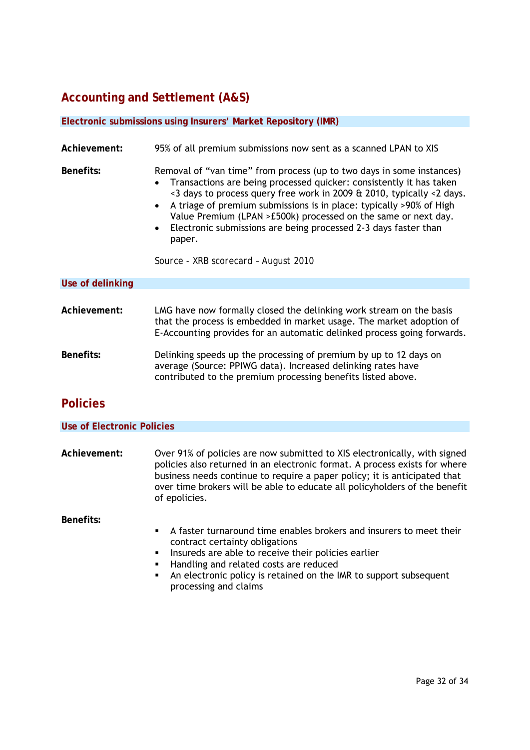## Accounting and Settlement (A&S)

### Electronic submissions using Insurers' Market Repository (IMR)

**Achievement:** 95% of all premium submissions now sent as a scanned LPAN to XIS

**Benefits:** Removal of "van time" from process (up to two days in some instances)

- Transactions are being processed quicker: consistently it has taken <3 days to process query free work in 2009 & 2010, typically <2 days.
- A triage of premium submissions is in place: typically >90% of High Value Premium (LPAN >£500k) processed on the same or next day.
- Electronic submissions are being processed 2-3 days faster than paper.

Source - XRB scorecard – August 2010

### Use of delinking

**Achievement:** LMG have now formally closed the delinking work stream on the basis that the process is embedded in market usage. The market adoption of E-Accounting provides for an automatic delinked process going forwards.

**Benefits:** Delinking speeds up the processing of premium by up to 12 days on average (Source: PPIWG data). Increased delinking rates have contributed to the premium processing benefits listed above.

## Policies

### Use of Electronic Policies

**Achievement:** Over 91% of policies are now submitted to XIS electronically, with signed policies also returned in an electronic format. A process exists for where business needs continue to require a paper policy; it is anticipated that over time brokers will be able to educate all policyholders of the benefit of epolicies.

**Benefits:**

- A faster turnaround time enables brokers and insurers to meet their contract certainty obligations
- Insureds are able to receive their policies earlier
- Handling and related costs are reduced
- An electronic policy is retained on the IMR to support subsequent processing and claims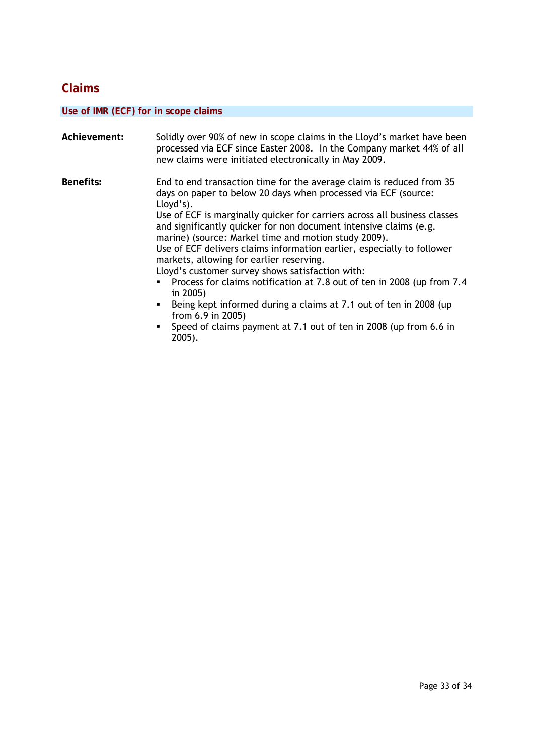# Claims

## Use of IMR (ECF) for in scope claims

**Achievement:** Solidly over 90% of new in scope claims in the Lloyd's market have been processed via ECF since Easter 2008. In the Company market 44% of all new claims were initiated electronically in May 2009.

**Benefits:** End to end transaction time for the average claim is reduced from 35 days on paper to below 20 days when processed via ECF (source: Lloyd's).

Use of ECF is marginally quicker for carriers across all business classes and significantly quicker for non document intensive claims (e.g. marine) (source: Markel time and motion study 2009).

Use of ECF delivers claims information earlier, especially to follower markets, allowing for earlier reserving.

Lloyd's customer survey shows satisfaction with:

- Process for claims notification at 7.8 out of ten in 2008 (up from 7.4 in 2005)
- Being kept informed during a claims at 7.1 out of ten in 2008 (up from 6.9 in 2005)
- Speed of claims payment at 7.1 out of ten in 2008 (up from 6.6 in 2005).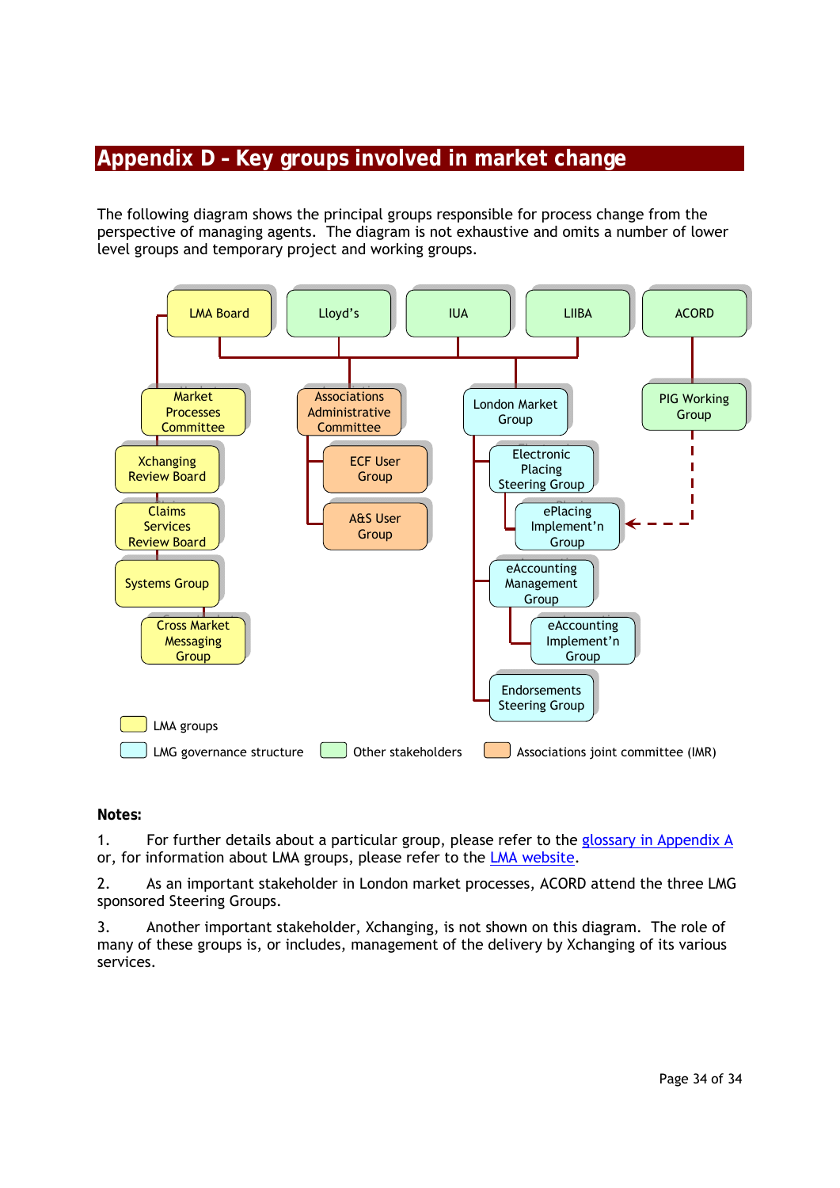# Appendix D – Key groups involved in market change

The following diagram shows the principal groups responsible for process change from the perspective of managing agents. The diagram is not exhaustive and omits a number of lower level groups and temporary project and working groups.

LMA Board
Lloyd's
IUA
LIIBA
ACORD

Market Processes Committee
Xchanging Review Board
Claims Services Review Board
Systems Group
Cross Market Messaging Group

Associations Administrative Committee
ECF User Group
A&S User Group

London Market Group
Electronic Placing Steering Group
ePlacing Implement'n Group
eAccounting Management Group
eAccounting Implement'n Group
Endorsements Steering Group

PIG Working Group

LMA groups
LMG governance structure
Other stakeholders
Associations joint committee (IMR)

**Notes:**

1. For further details about a particular group, please refer to the glossary in Appendix A or, for information about LMA groups, please refer to the LMA website.

2. As an important stakeholder in London market processes, ACORD attend the three LMG sponsored Steering Groups.

3. Another important stakeholder, Xchanging, is not shown on this diagram. The role of many of these groups is, or includes, management of the delivery by Xchanging of its various services.